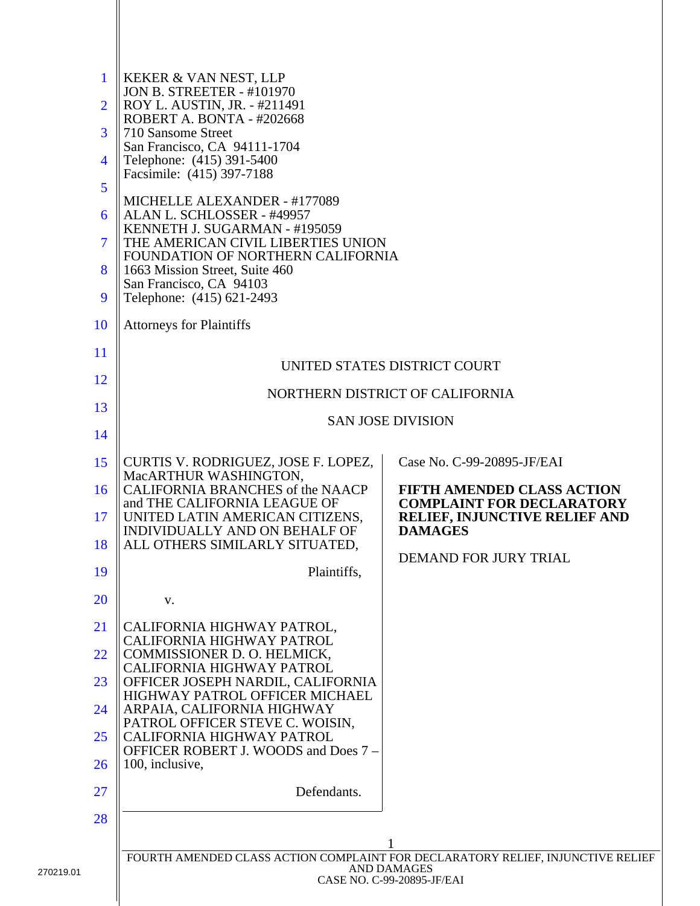KEKER & VAN NEST, LLP
JON B. STREETER - #101970
ROY L. AUSTIN, JR. - #211491
ROBERT A. BONTA - #202668
710 Sansome Street
San Francisco, CA 94111-1704
Telephone: (415) 391-5400
Facsimile: (415) 397-7188

MICHELLE ALEXANDER - #177089
ALAN L. SCHLOSSER - #49957
KENNETH J. SUGARMAN - #195059
THE AMERICAN CIVIL LIBERTIES UNION
FOUNDATION OF NORTHERN CALIFORNIA
1663 Mission Street, Suite 460
San Francisco, CA 94103
Telephone: (415) 621-2493

Attorneys for Plaintiffs

UNITED STATES DISTRICT COURT

NORTHERN DISTRICT OF CALIFORNIA

SAN JOSE DIVISION

| | |
|---|---|
| CURTIS V. RODRIGUEZ, JOSE F. LOPEZ, MacARTHUR WASHINGTON, CALIFORNIA BRANCHES of the NAACP and THE CALIFORNIA LEAGUE OF UNITED LATIN AMERICAN CITIZENS, INDIVIDUALLY AND ON BEHALF OF ALL OTHERS SIMILARLY SITUATED,<br><br>Plaintiffs,<br><br>v.<br><br>CALIFORNIA HIGHWAY PATROL, CALIFORNIA HIGHWAY PATROL COMMISSIONER D. O. HELMICK, CALIFORNIA HIGHWAY PATROL OFFICER JOSEPH NARDIL, CALIFORNIA HIGHWAY PATROL OFFICER MICHAEL ARPAIA, CALIFORNIA HIGHWAY PATROL OFFICER STEVE C. WOISIN, CALIFORNIA HIGHWAY PATROL OFFICER ROBERT J. WOODS and Does 7 – 100, inclusive,<br><br>Defendants. | Case No. C-99-20895-JF/EAI<br><br>**FIFTH AMENDED CLASS ACTION COMPLAINT FOR DECLARATORY RELIEF, INJUNCTIVE RELIEF AND DAMAGES**<br><br>DEMAND FOR JURY TRIAL |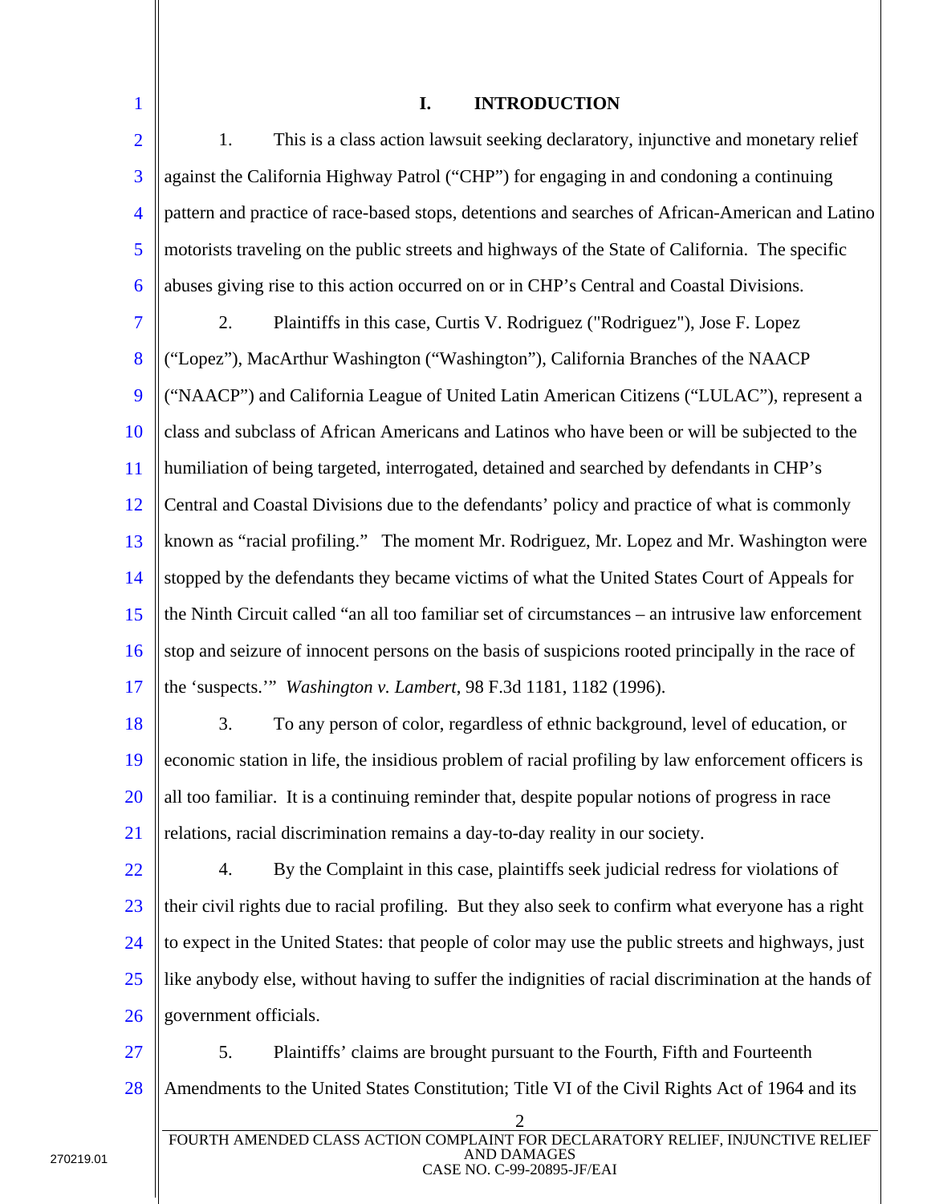## I. INTRODUCTION

1. This is a class action lawsuit seeking declaratory, injunctive and monetary relief against the California Highway Patrol ("CHP") for engaging in and condoning a continuing pattern and practice of race-based stops, detentions and searches of African-American and Latino motorists traveling on the public streets and highways of the State of California. The specific abuses giving rise to this action occurred on or in CHP's Central and Coastal Divisions.

2. Plaintiffs in this case, Curtis V. Rodriguez ("Rodriguez"), Jose F. Lopez ("Lopez"), MacArthur Washington ("Washington"), California Branches of the NAACP ("NAACP") and California League of United Latin American Citizens ("LULAC"), represent a class and subclass of African Americans and Latinos who have been or will be subjected to the humiliation of being targeted, interrogated, detained and searched by defendants in CHP's Central and Coastal Divisions due to the defendants' policy and practice of what is commonly known as "racial profiling." The moment Mr. Rodriguez, Mr. Lopez and Mr. Washington were stopped by the defendants they became victims of what the United States Court of Appeals for the Ninth Circuit called "an all too familiar set of circumstances – an intrusive law enforcement stop and seizure of innocent persons on the basis of suspicions rooted principally in the race of the 'suspects.'" *Washington v. Lambert*, 98 F.3d 1181, 1182 (1996).

3. To any person of color, regardless of ethnic background, level of education, or economic station in life, the insidious problem of racial profiling by law enforcement officers is all too familiar. It is a continuing reminder that, despite popular notions of progress in race relations, racial discrimination remains a day-to-day reality in our society.

4. By the Complaint in this case, plaintiffs seek judicial redress for violations of their civil rights due to racial profiling. But they also seek to confirm what everyone has a right to expect in the United States: that people of color may use the public streets and highways, just like anybody else, without having to suffer the indignities of racial discrimination at the hands of government officials.

5. Plaintiffs' claims are brought pursuant to the Fourth, Fifth and Fourteenth Amendments to the United States Constitution; Title VI of the Civil Rights Act of 1964 and its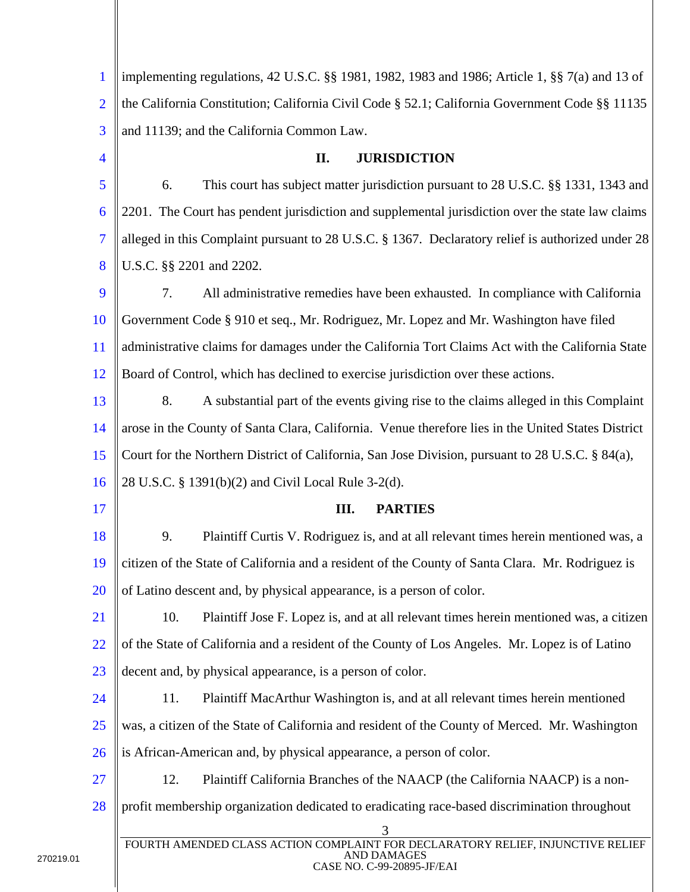implementing regulations, 42 U.S.C. §§ 1981, 1982, 1983 and 1986; Article 1, §§ 7(a) and 13 of the California Constitution; California Civil Code § 52.1; California Government Code §§ 11135 and 11139; and the California Common Law.

## II. JURISDICTION

6. This court has subject matter jurisdiction pursuant to 28 U.S.C. §§ 1331, 1343 and 2201. The Court has pendent jurisdiction and supplemental jurisdiction over the state law claims alleged in this Complaint pursuant to 28 U.S.C. § 1367. Declaratory relief is authorized under 28 U.S.C. §§ 2201 and 2202.

7. All administrative remedies have been exhausted. In compliance with California Government Code § 910 et seq., Mr. Rodriguez, Mr. Lopez and Mr. Washington have filed administrative claims for damages under the California Tort Claims Act with the California State Board of Control, which has declined to exercise jurisdiction over these actions.

8. A substantial part of the events giving rise to the claims alleged in this Complaint arose in the County of Santa Clara, California. Venue therefore lies in the United States District Court for the Northern District of California, San Jose Division, pursuant to 28 U.S.C. § 84(a), 28 U.S.C. § 1391(b)(2) and Civil Local Rule 3-2(d).

## III. PARTIES

9. Plaintiff Curtis V. Rodriguez is, and at all relevant times herein mentioned was, a citizen of the State of California and a resident of the County of Santa Clara. Mr. Rodriguez is of Latino descent and, by physical appearance, is a person of color.

10. Plaintiff Jose F. Lopez is, and at all relevant times herein mentioned was, a citizen of the State of California and a resident of the County of Los Angeles. Mr. Lopez is of Latino decent and, by physical appearance, is a person of color.

11. Plaintiff MacArthur Washington is, and at all relevant times herein mentioned was, a citizen of the State of California and resident of the County of Merced. Mr. Washington is African-American and, by physical appearance, a person of color.

12. Plaintiff California Branches of the NAACP (the California NAACP) is a non-profit membership organization dedicated to eradicating race-based discrimination throughout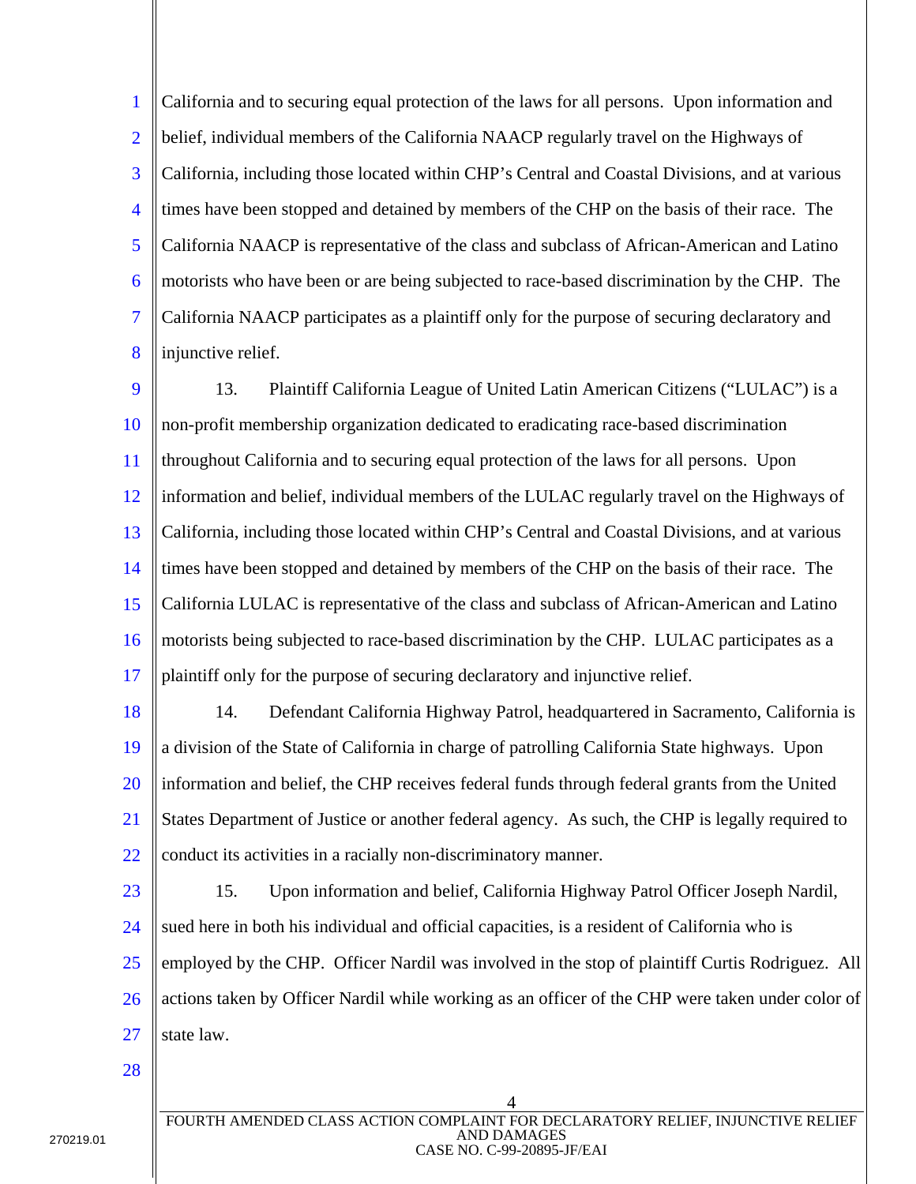California and to securing equal protection of the laws for all persons. Upon information and belief, individual members of the California NAACP regularly travel on the Highways of California, including those located within CHP's Central and Coastal Divisions, and at various times have been stopped and detained by members of the CHP on the basis of their race. The California NAACP is representative of the class and subclass of African-American and Latino motorists who have been or are being subjected to race-based discrimination by the CHP. The California NAACP participates as a plaintiff only for the purpose of securing declaratory and injunctive relief.

13. Plaintiff California League of United Latin American Citizens ("LULAC") is a non-profit membership organization dedicated to eradicating race-based discrimination throughout California and to securing equal protection of the laws for all persons. Upon information and belief, individual members of the LULAC regularly travel on the Highways of California, including those located within CHP's Central and Coastal Divisions, and at various times have been stopped and detained by members of the CHP on the basis of their race. The California LULAC is representative of the class and subclass of African-American and Latino motorists being subjected to race-based discrimination by the CHP. LULAC participates as a plaintiff only for the purpose of securing declaratory and injunctive relief.

14. Defendant California Highway Patrol, headquartered in Sacramento, California is a division of the State of California in charge of patrolling California State highways. Upon information and belief, the CHP receives federal funds through federal grants from the United States Department of Justice or another federal agency. As such, the CHP is legally required to conduct its activities in a racially non-discriminatory manner.

15. Upon information and belief, California Highway Patrol Officer Joseph Nardil, sued here in both his individual and official capacities, is a resident of California who is employed by the CHP. Officer Nardil was involved in the stop of plaintiff Curtis Rodriguez. All actions taken by Officer Nardil while working as an officer of the CHP were taken under color of state law.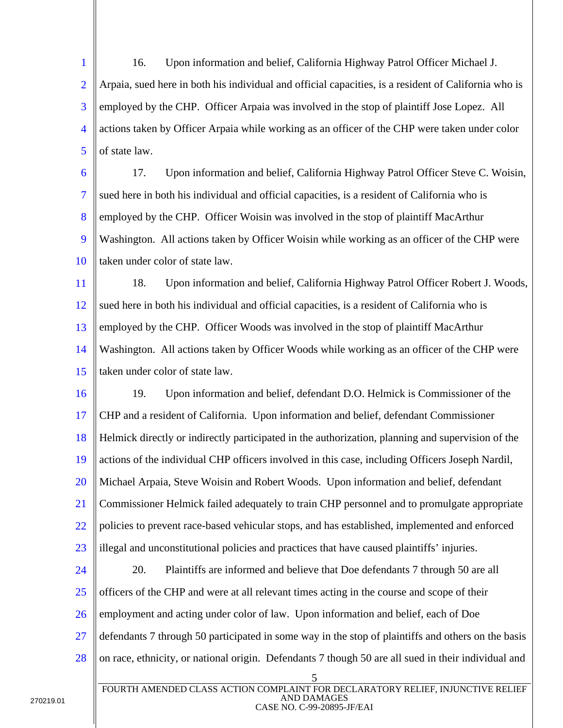16. Upon information and belief, California Highway Patrol Officer Michael J. Arpaia, sued here in both his individual and official capacities, is a resident of California who is employed by the CHP. Officer Arpaia was involved in the stop of plaintiff Jose Lopez. All actions taken by Officer Arpaia while working as an officer of the CHP were taken under color of state law.

17. Upon information and belief, California Highway Patrol Officer Steve C. Woisin, sued here in both his individual and official capacities, is a resident of California who is employed by the CHP. Officer Woisin was involved in the stop of plaintiff MacArthur Washington. All actions taken by Officer Woisin while working as an officer of the CHP were taken under color of state law.

18. Upon information and belief, California Highway Patrol Officer Robert J. Woods, sued here in both his individual and official capacities, is a resident of California who is employed by the CHP. Officer Woods was involved in the stop of plaintiff MacArthur Washington. All actions taken by Officer Woods while working as an officer of the CHP were taken under color of state law.

19. Upon information and belief, defendant D.O. Helmick is Commissioner of the CHP and a resident of California. Upon information and belief, defendant Commissioner Helmick directly or indirectly participated in the authorization, planning and supervision of the actions of the individual CHP officers involved in this case, including Officers Joseph Nardil, Michael Arpaia, Steve Woisin and Robert Woods. Upon information and belief, defendant Commissioner Helmick failed adequately to train CHP personnel and to promulgate appropriate policies to prevent race-based vehicular stops, and has established, implemented and enforced illegal and unconstitutional policies and practices that have caused plaintiffs' injuries.

20. Plaintiffs are informed and believe that Doe defendants 7 through 50 are all officers of the CHP and were at all relevant times acting in the course and scope of their employment and acting under color of law. Upon information and belief, each of Doe defendants 7 through 50 participated in some way in the stop of plaintiffs and others on the basis on race, ethnicity, or national origin. Defendants 7 though 50 are all sued in their individual and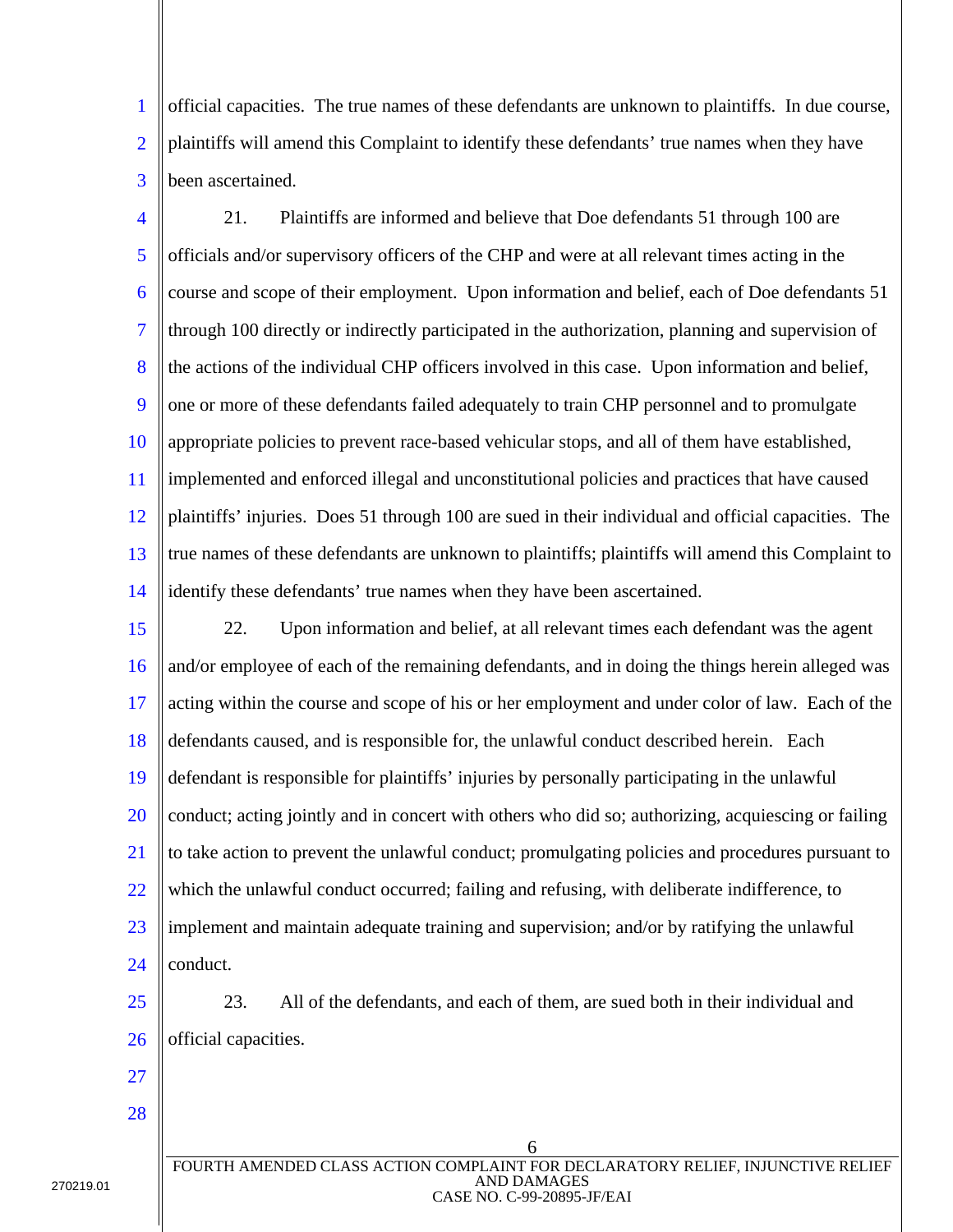official capacities. The true names of these defendants are unknown to plaintiffs. In due course, plaintiffs will amend this Complaint to identify these defendants' true names when they have been ascertained.

21. Plaintiffs are informed and believe that Doe defendants 51 through 100 are officials and/or supervisory officers of the CHP and were at all relevant times acting in the course and scope of their employment. Upon information and belief, each of Doe defendants 51 through 100 directly or indirectly participated in the authorization, planning and supervision of the actions of the individual CHP officers involved in this case. Upon information and belief, one or more of these defendants failed adequately to train CHP personnel and to promulgate appropriate policies to prevent race-based vehicular stops, and all of them have established, implemented and enforced illegal and unconstitutional policies and practices that have caused plaintiffs' injuries. Does 51 through 100 are sued in their individual and official capacities. The true names of these defendants are unknown to plaintiffs; plaintiffs will amend this Complaint to identify these defendants' true names when they have been ascertained.

22. Upon information and belief, at all relevant times each defendant was the agent and/or employee of each of the remaining defendants, and in doing the things herein alleged was acting within the course and scope of his or her employment and under color of law. Each of the defendants caused, and is responsible for, the unlawful conduct described herein. Each defendant is responsible for plaintiffs' injuries by personally participating in the unlawful conduct; acting jointly and in concert with others who did so; authorizing, acquiescing or failing to take action to prevent the unlawful conduct; promulgating policies and procedures pursuant to which the unlawful conduct occurred; failing and refusing, with deliberate indifference, to implement and maintain adequate training and supervision; and/or by ratifying the unlawful conduct.

23. All of the defendants, and each of them, are sued both in their individual and official capacities.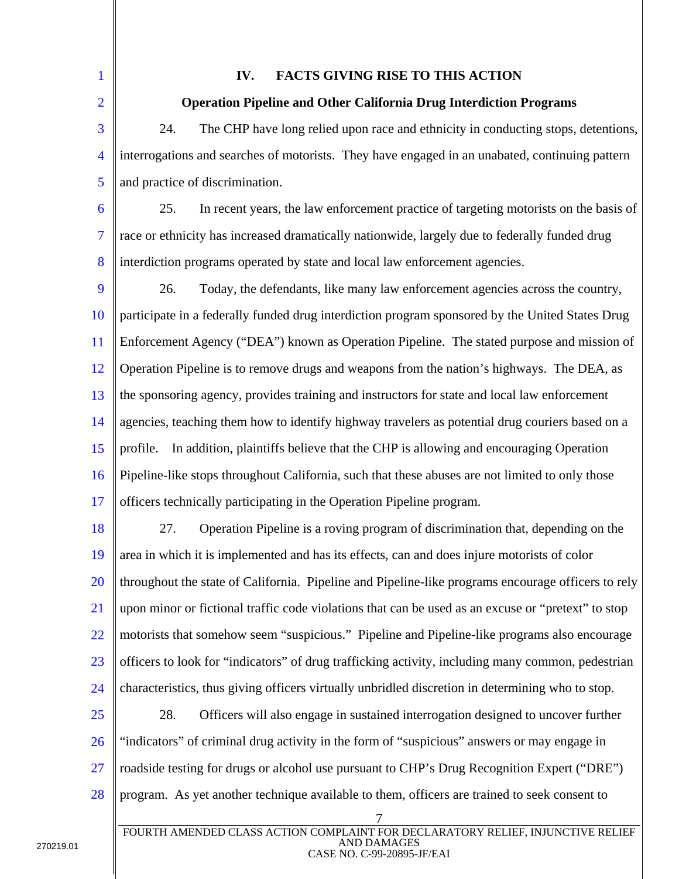## IV. FACTS GIVING RISE TO THIS ACTION

### Operation Pipeline and Other California Drug Interdiction Programs

24. The CHP have long relied upon race and ethnicity in conducting stops, detentions, interrogations and searches of motorists. They have engaged in an unabated, continuing pattern and practice of discrimination.

25. In recent years, the law enforcement practice of targeting motorists on the basis of race or ethnicity has increased dramatically nationwide, largely due to federally funded drug interdiction programs operated by state and local law enforcement agencies.

26. Today, the defendants, like many law enforcement agencies across the country, participate in a federally funded drug interdiction program sponsored by the United States Drug Enforcement Agency ("DEA") known as Operation Pipeline. The stated purpose and mission of Operation Pipeline is to remove drugs and weapons from the nation's highways. The DEA, as the sponsoring agency, provides training and instructors for state and local law enforcement agencies, teaching them how to identify highway travelers as potential drug couriers based on a profile. In addition, plaintiffs believe that the CHP is allowing and encouraging Operation Pipeline-like stops throughout California, such that these abuses are not limited to only those officers technically participating in the Operation Pipeline program.

27. Operation Pipeline is a roving program of discrimination that, depending on the area in which it is implemented and has its effects, can and does injure motorists of color throughout the state of California. Pipeline and Pipeline-like programs encourage officers to rely upon minor or fictional traffic code violations that can be used as an excuse or "pretext" to stop motorists that somehow seem "suspicious." Pipeline and Pipeline-like programs also encourage officers to look for "indicators" of drug trafficking activity, including many common, pedestrian characteristics, thus giving officers virtually unbridled discretion in determining who to stop.

28. Officers will also engage in sustained interrogation designed to uncover further "indicators" of criminal drug activity in the form of "suspicious" answers or may engage in roadside testing for drugs or alcohol use pursuant to CHP's Drug Recognition Expert ("DRE") program. As yet another technique available to them, officers are trained to seek consent to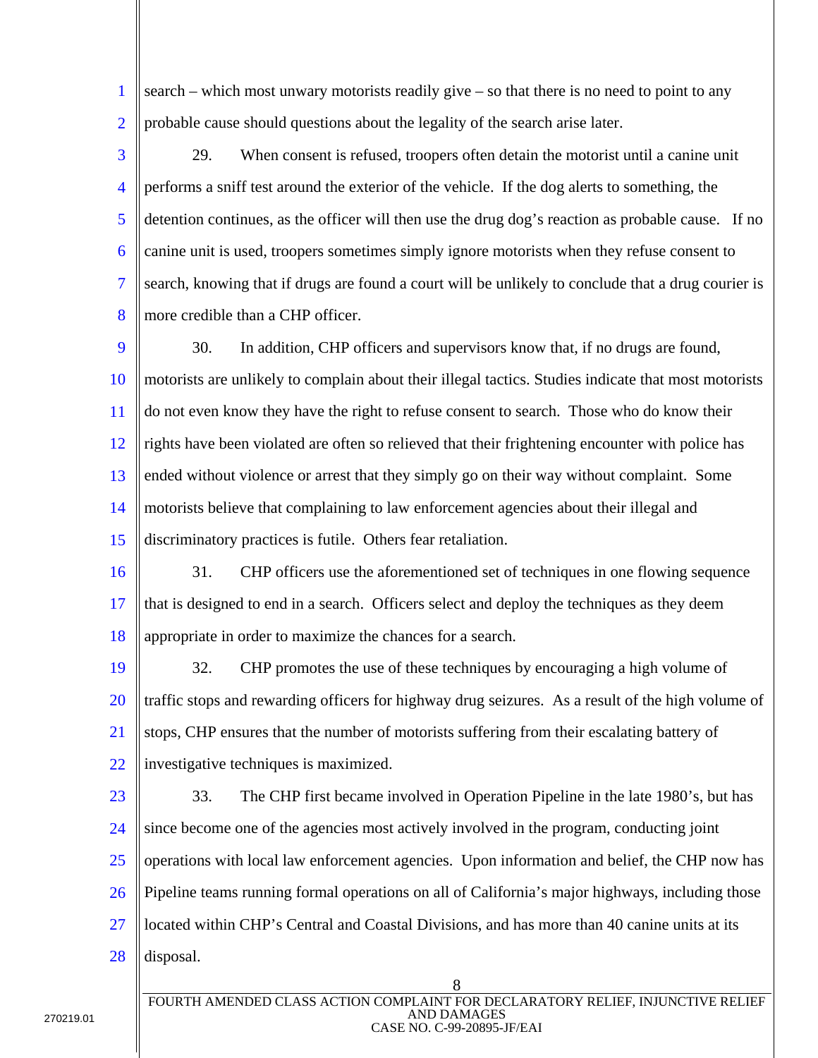search – which most unwary motorists readily give – so that there is no need to point to any probable cause should questions about the legality of the search arise later.

29. When consent is refused, troopers often detain the motorist until a canine unit performs a sniff test around the exterior of the vehicle. If the dog alerts to something, the detention continues, as the officer will then use the drug dog's reaction as probable cause. If no canine unit is used, troopers sometimes simply ignore motorists when they refuse consent to search, knowing that if drugs are found a court will be unlikely to conclude that a drug courier is more credible than a CHP officer.

30. In addition, CHP officers and supervisors know that, if no drugs are found, motorists are unlikely to complain about their illegal tactics. Studies indicate that most motorists do not even know they have the right to refuse consent to search. Those who do know their rights have been violated are often so relieved that their frightening encounter with police has ended without violence or arrest that they simply go on their way without complaint. Some motorists believe that complaining to law enforcement agencies about their illegal and discriminatory practices is futile. Others fear retaliation.

31. CHP officers use the aforementioned set of techniques in one flowing sequence that is designed to end in a search. Officers select and deploy the techniques as they deem appropriate in order to maximize the chances for a search.

32. CHP promotes the use of these techniques by encouraging a high volume of traffic stops and rewarding officers for highway drug seizures. As a result of the high volume of stops, CHP ensures that the number of motorists suffering from their escalating battery of investigative techniques is maximized.

33. The CHP first became involved in Operation Pipeline in the late 1980's, but has since become one of the agencies most actively involved in the program, conducting joint operations with local law enforcement agencies. Upon information and belief, the CHP now has Pipeline teams running formal operations on all of California's major highways, including those located within CHP's Central and Coastal Divisions, and has more than 40 canine units at its disposal.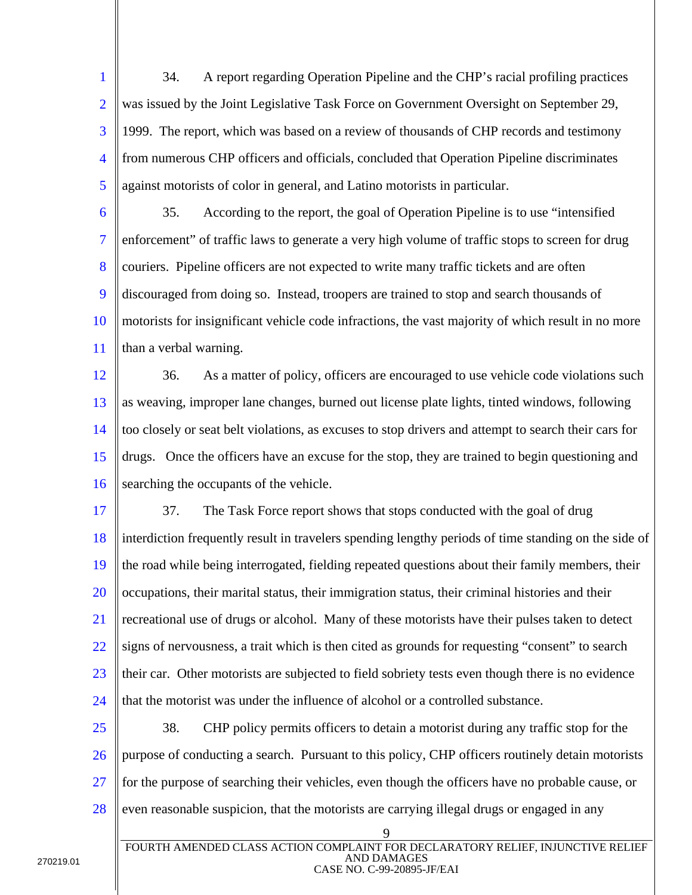34. A report regarding Operation Pipeline and the CHP's racial profiling practices was issued by the Joint Legislative Task Force on Government Oversight on September 29, 1999. The report, which was based on a review of thousands of CHP records and testimony from numerous CHP officers and officials, concluded that Operation Pipeline discriminates against motorists of color in general, and Latino motorists in particular.

35. According to the report, the goal of Operation Pipeline is to use "intensified enforcement" of traffic laws to generate a very high volume of traffic stops to screen for drug couriers. Pipeline officers are not expected to write many traffic tickets and are often discouraged from doing so. Instead, troopers are trained to stop and search thousands of motorists for insignificant vehicle code infractions, the vast majority of which result in no more than a verbal warning.

36. As a matter of policy, officers are encouraged to use vehicle code violations such as weaving, improper lane changes, burned out license plate lights, tinted windows, following too closely or seat belt violations, as excuses to stop drivers and attempt to search their cars for drugs. Once the officers have an excuse for the stop, they are trained to begin questioning and searching the occupants of the vehicle.

37. The Task Force report shows that stops conducted with the goal of drug interdiction frequently result in travelers spending lengthy periods of time standing on the side of the road while being interrogated, fielding repeated questions about their family members, their occupations, their marital status, their immigration status, their criminal histories and their recreational use of drugs or alcohol. Many of these motorists have their pulses taken to detect signs of nervousness, a trait which is then cited as grounds for requesting "consent" to search their car. Other motorists are subjected to field sobriety tests even though there is no evidence that the motorist was under the influence of alcohol or a controlled substance.

38. CHP policy permits officers to detain a motorist during any traffic stop for the purpose of conducting a search. Pursuant to this policy, CHP officers routinely detain motorists for the purpose of searching their vehicles, even though the officers have no probable cause, or even reasonable suspicion, that the motorists are carrying illegal drugs or engaged in any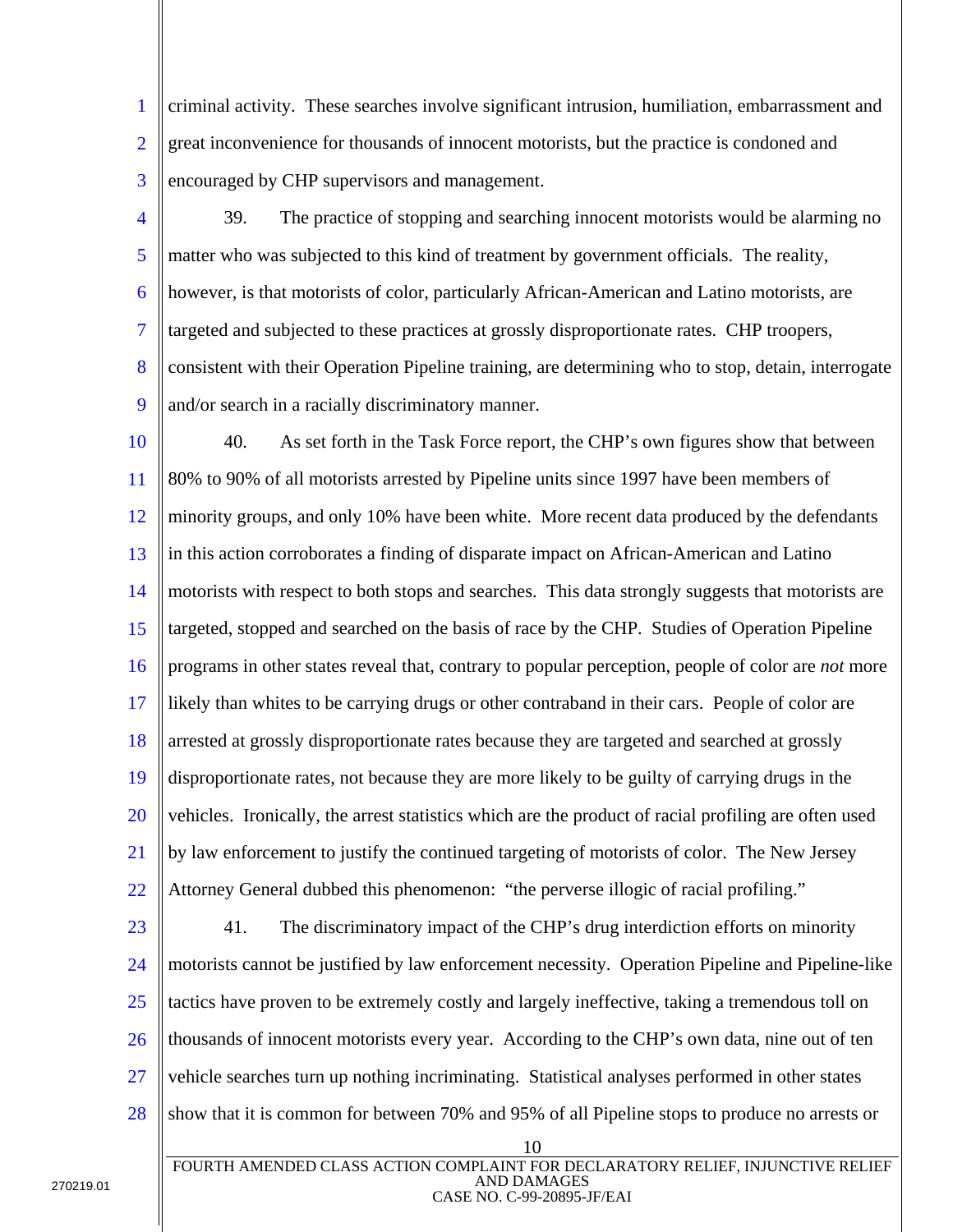criminal activity. These searches involve significant intrusion, humiliation, embarrassment and great inconvenience for thousands of innocent motorists, but the practice is condoned and encouraged by CHP supervisors and management.

39. The practice of stopping and searching innocent motorists would be alarming no matter who was subjected to this kind of treatment by government officials. The reality, however, is that motorists of color, particularly African-American and Latino motorists, are targeted and subjected to these practices at grossly disproportionate rates. CHP troopers, consistent with their Operation Pipeline training, are determining who to stop, detain, interrogate and/or search in a racially discriminatory manner.

40. As set forth in the Task Force report, the CHP's own figures show that between 80% to 90% of all motorists arrested by Pipeline units since 1997 have been members of minority groups, and only 10% have been white. More recent data produced by the defendants in this action corroborates a finding of disparate impact on African-American and Latino motorists with respect to both stops and searches. This data strongly suggests that motorists are targeted, stopped and searched on the basis of race by the CHP. Studies of Operation Pipeline programs in other states reveal that, contrary to popular perception, people of color are *not* more likely than whites to be carrying drugs or other contraband in their cars. People of color are arrested at grossly disproportionate rates because they are targeted and searched at grossly disproportionate rates, not because they are more likely to be guilty of carrying drugs in the vehicles. Ironically, the arrest statistics which are the product of racial profiling are often used by law enforcement to justify the continued targeting of motorists of color. The New Jersey Attorney General dubbed this phenomenon: "the perverse illogic of racial profiling."

41. The discriminatory impact of the CHP's drug interdiction efforts on minority motorists cannot be justified by law enforcement necessity. Operation Pipeline and Pipeline-like tactics have proven to be extremely costly and largely ineffective, taking a tremendous toll on thousands of innocent motorists every year. According to the CHP's own data, nine out of ten vehicle searches turn up nothing incriminating. Statistical analyses performed in other states show that it is common for between 70% and 95% of all Pipeline stops to produce no arrests or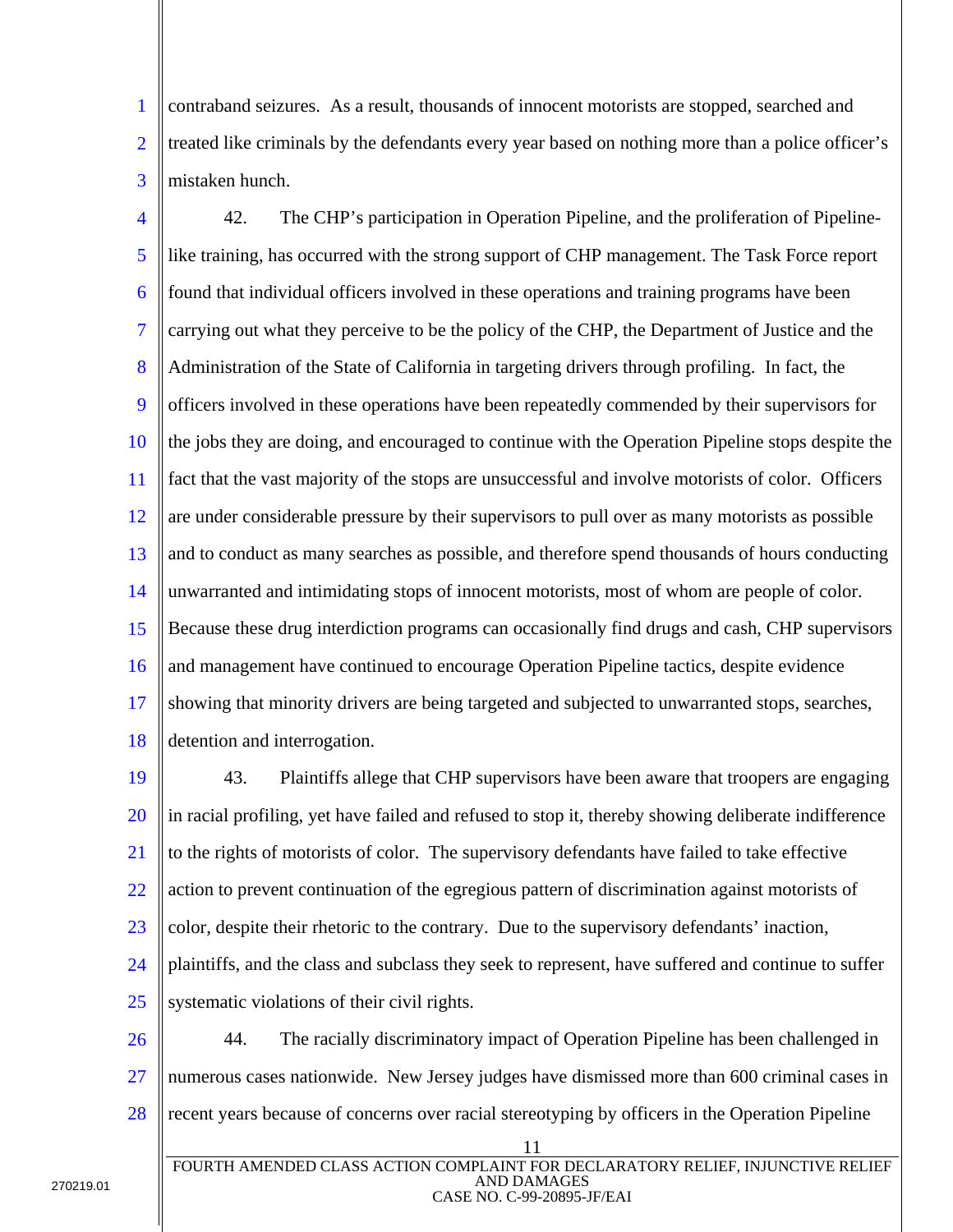contraband seizures. As a result, thousands of innocent motorists are stopped, searched and treated like criminals by the defendants every year based on nothing more than a police officer's mistaken hunch.

42. The CHP's participation in Operation Pipeline, and the proliferation of Pipeline-like training, has occurred with the strong support of CHP management. The Task Force report found that individual officers involved in these operations and training programs have been carrying out what they perceive to be the policy of the CHP, the Department of Justice and the Administration of the State of California in targeting drivers through profiling. In fact, the officers involved in these operations have been repeatedly commended by their supervisors for the jobs they are doing, and encouraged to continue with the Operation Pipeline stops despite the fact that the vast majority of the stops are unsuccessful and involve motorists of color. Officers are under considerable pressure by their supervisors to pull over as many motorists as possible and to conduct as many searches as possible, and therefore spend thousands of hours conducting unwarranted and intimidating stops of innocent motorists, most of whom are people of color. Because these drug interdiction programs can occasionally find drugs and cash, CHP supervisors and management have continued to encourage Operation Pipeline tactics, despite evidence showing that minority drivers are being targeted and subjected to unwarranted stops, searches, detention and interrogation.

43. Plaintiffs allege that CHP supervisors have been aware that troopers are engaging in racial profiling, yet have failed and refused to stop it, thereby showing deliberate indifference to the rights of motorists of color. The supervisory defendants have failed to take effective action to prevent continuation of the egregious pattern of discrimination against motorists of color, despite their rhetoric to the contrary. Due to the supervisory defendants' inaction, plaintiffs, and the class and subclass they seek to represent, have suffered and continue to suffer systematic violations of their civil rights.

44. The racially discriminatory impact of Operation Pipeline has been challenged in numerous cases nationwide. New Jersey judges have dismissed more than 600 criminal cases in recent years because of concerns over racial stereotyping by officers in the Operation Pipeline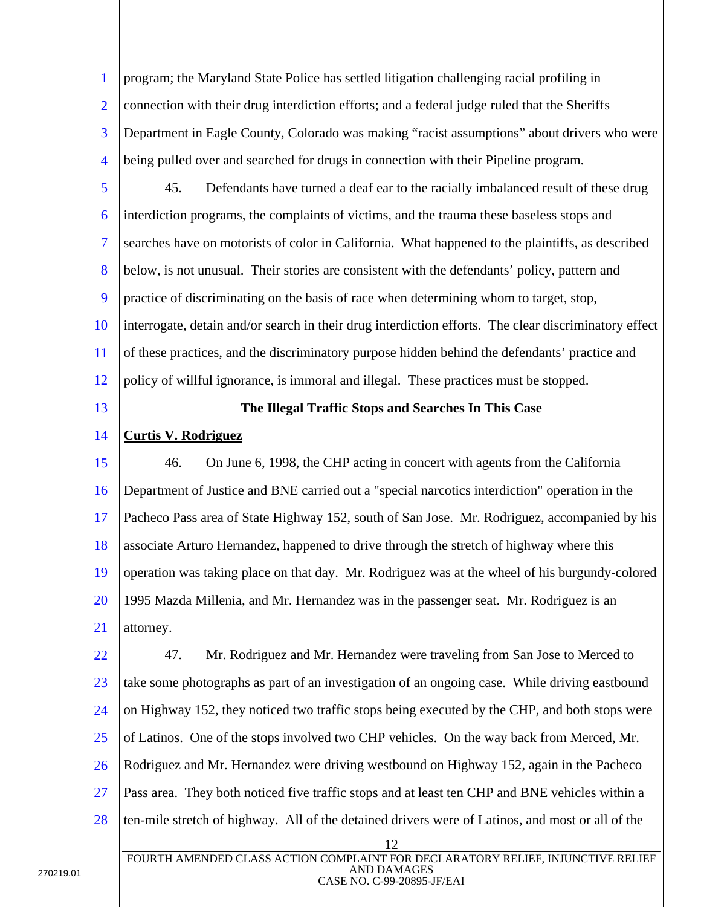program; the Maryland State Police has settled litigation challenging racial profiling in connection with their drug interdiction efforts; and a federal judge ruled that the Sheriffs Department in Eagle County, Colorado was making "racist assumptions" about drivers who were being pulled over and searched for drugs in connection with their Pipeline program.

45. Defendants have turned a deaf ear to the racially imbalanced result of these drug interdiction programs, the complaints of victims, and the trauma these baseless stops and searches have on motorists of color in California. What happened to the plaintiffs, as described below, is not unusual. Their stories are consistent with the defendants' policy, pattern and practice of discriminating on the basis of race when determining whom to target, stop, interrogate, detain and/or search in their drug interdiction efforts. The clear discriminatory effect of these practices, and the discriminatory purpose hidden behind the defendants' practice and policy of willful ignorance, is immoral and illegal. These practices must be stopped.

**The Illegal Traffic Stops and Searches In This Case**

**Curtis V. Rodriguez**

46. On June 6, 1998, the CHP acting in concert with agents from the California Department of Justice and BNE carried out a "special narcotics interdiction" operation in the Pacheco Pass area of State Highway 152, south of San Jose. Mr. Rodriguez, accompanied by his associate Arturo Hernandez, happened to drive through the stretch of highway where this operation was taking place on that day. Mr. Rodriguez was at the wheel of his burgundy-colored 1995 Mazda Millenia, and Mr. Hernandez was in the passenger seat. Mr. Rodriguez is an attorney.

47. Mr. Rodriguez and Mr. Hernandez were traveling from San Jose to Merced to take some photographs as part of an investigation of an ongoing case. While driving eastbound on Highway 152, they noticed two traffic stops being executed by the CHP, and both stops were of Latinos. One of the stops involved two CHP vehicles. On the way back from Merced, Mr. Rodriguez and Mr. Hernandez were driving westbound on Highway 152, again in the Pacheco Pass area. They both noticed five traffic stops and at least ten CHP and BNE vehicles within a ten-mile stretch of highway. All of the detained drivers were of Latinos, and most or all of the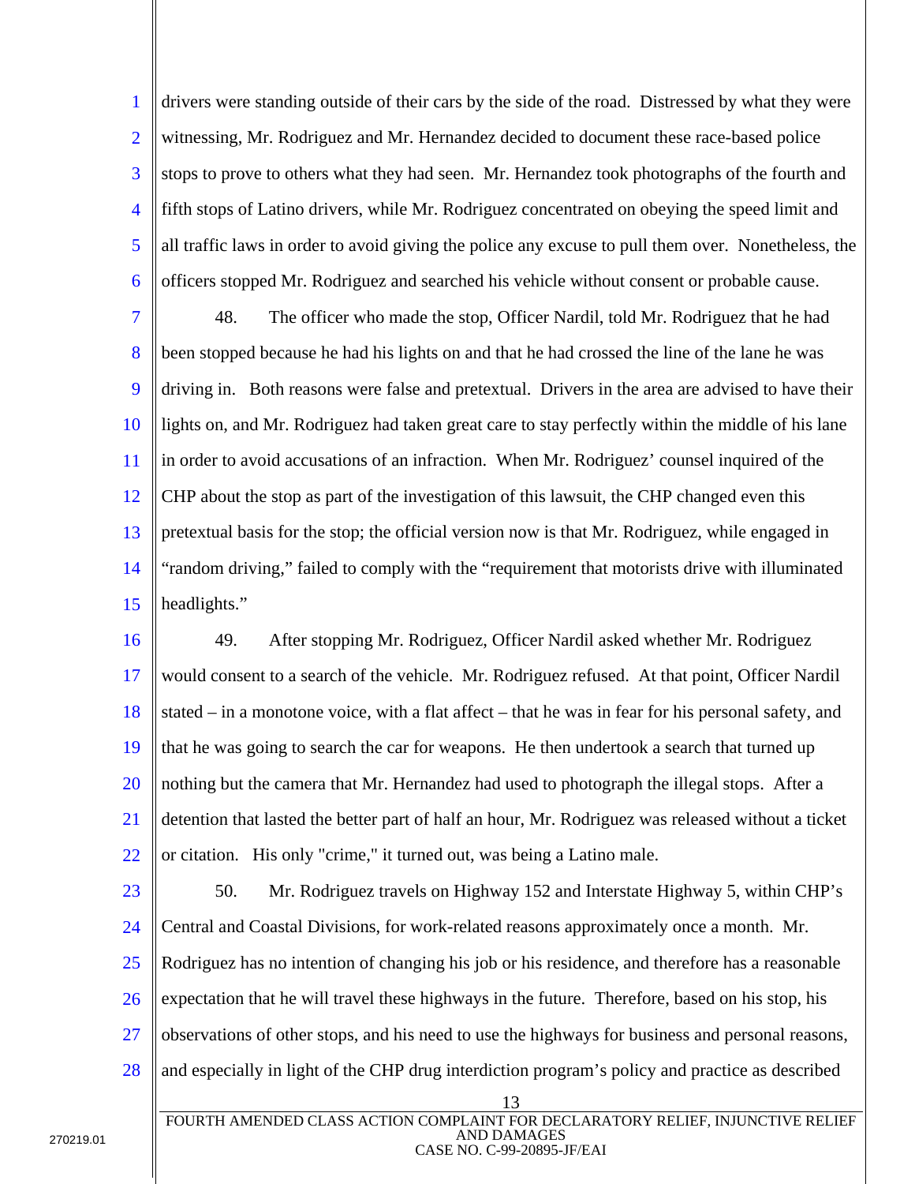drivers were standing outside of their cars by the side of the road. Distressed by what they were witnessing, Mr. Rodriguez and Mr. Hernandez decided to document these race-based police stops to prove to others what they had seen. Mr. Hernandez took photographs of the fourth and fifth stops of Latino drivers, while Mr. Rodriguez concentrated on obeying the speed limit and all traffic laws in order to avoid giving the police any excuse to pull them over. Nonetheless, the officers stopped Mr. Rodriguez and searched his vehicle without consent or probable cause.

48. The officer who made the stop, Officer Nardil, told Mr. Rodriguez that he had been stopped because he had his lights on and that he had crossed the line of the lane he was driving in. Both reasons were false and pretextual. Drivers in the area are advised to have their lights on, and Mr. Rodriguez had taken great care to stay perfectly within the middle of his lane in order to avoid accusations of an infraction. When Mr. Rodriguez' counsel inquired of the CHP about the stop as part of the investigation of this lawsuit, the CHP changed even this pretextual basis for the stop; the official version now is that Mr. Rodriguez, while engaged in "random driving," failed to comply with the "requirement that motorists drive with illuminated headlights."

49. After stopping Mr. Rodriguez, Officer Nardil asked whether Mr. Rodriguez would consent to a search of the vehicle. Mr. Rodriguez refused. At that point, Officer Nardil stated – in a monotone voice, with a flat affect – that he was in fear for his personal safety, and that he was going to search the car for weapons. He then undertook a search that turned up nothing but the camera that Mr. Hernandez had used to photograph the illegal stops. After a detention that lasted the better part of half an hour, Mr. Rodriguez was released without a ticket or citation. His only "crime," it turned out, was being a Latino male.

50. Mr. Rodriguez travels on Highway 152 and Interstate Highway 5, within CHP's Central and Coastal Divisions, for work-related reasons approximately once a month. Mr. Rodriguez has no intention of changing his job or his residence, and therefore has a reasonable expectation that he will travel these highways in the future. Therefore, based on his stop, his observations of other stops, and his need to use the highways for business and personal reasons, and especially in light of the CHP drug interdiction program's policy and practice as described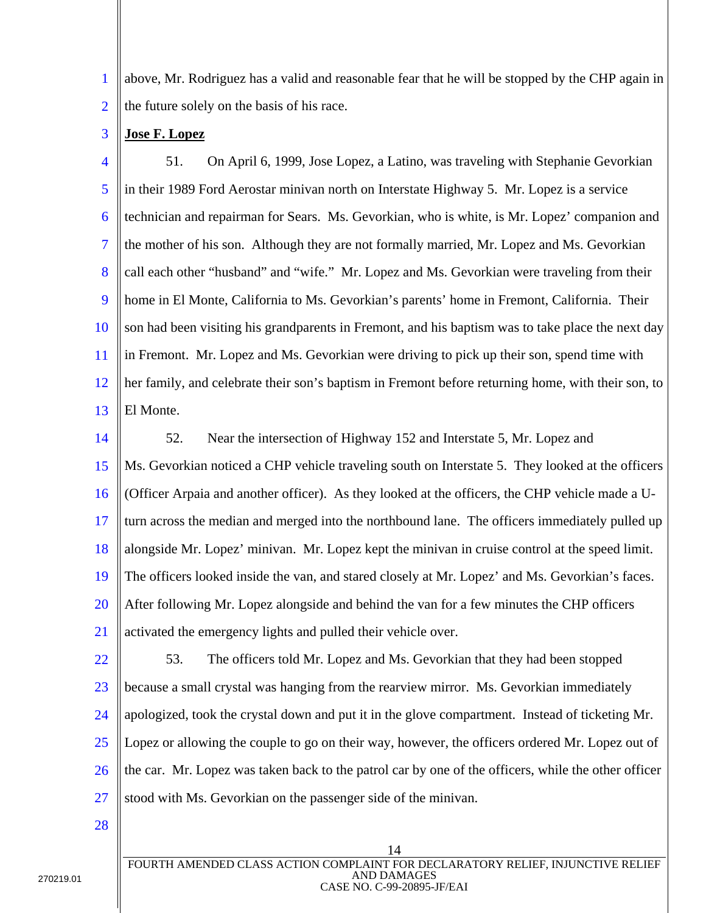above, Mr. Rodriguez has a valid and reasonable fear that he will be stopped by the CHP again in the future solely on the basis of his race.

**Jose F. Lopez**

51. On April 6, 1999, Jose Lopez, a Latino, was traveling with Stephanie Gevorkian in their 1989 Ford Aerostar minivan north on Interstate Highway 5. Mr. Lopez is a service technician and repairman for Sears. Ms. Gevorkian, who is white, is Mr. Lopez' companion and the mother of his son. Although they are not formally married, Mr. Lopez and Ms. Gevorkian call each other "husband" and "wife." Mr. Lopez and Ms. Gevorkian were traveling from their home in El Monte, California to Ms. Gevorkian's parents' home in Fremont, California. Their son had been visiting his grandparents in Fremont, and his baptism was to take place the next day in Fremont. Mr. Lopez and Ms. Gevorkian were driving to pick up their son, spend time with her family, and celebrate their son's baptism in Fremont before returning home, with their son, to El Monte.

52. Near the intersection of Highway 152 and Interstate 5, Mr. Lopez and Ms. Gevorkian noticed a CHP vehicle traveling south on Interstate 5. They looked at the officers (Officer Arpaia and another officer). As they looked at the officers, the CHP vehicle made a U-turn across the median and merged into the northbound lane. The officers immediately pulled up alongside Mr. Lopez' minivan. Mr. Lopez kept the minivan in cruise control at the speed limit. The officers looked inside the van, and stared closely at Mr. Lopez' and Ms. Gevorkian's faces. After following Mr. Lopez alongside and behind the van for a few minutes the CHP officers activated the emergency lights and pulled their vehicle over.

53. The officers told Mr. Lopez and Ms. Gevorkian that they had been stopped because a small crystal was hanging from the rearview mirror. Ms. Gevorkian immediately apologized, took the crystal down and put it in the glove compartment. Instead of ticketing Mr. Lopez or allowing the couple to go on their way, however, the officers ordered Mr. Lopez out of the car. Mr. Lopez was taken back to the patrol car by one of the officers, while the other officer stood with Ms. Gevorkian on the passenger side of the minivan.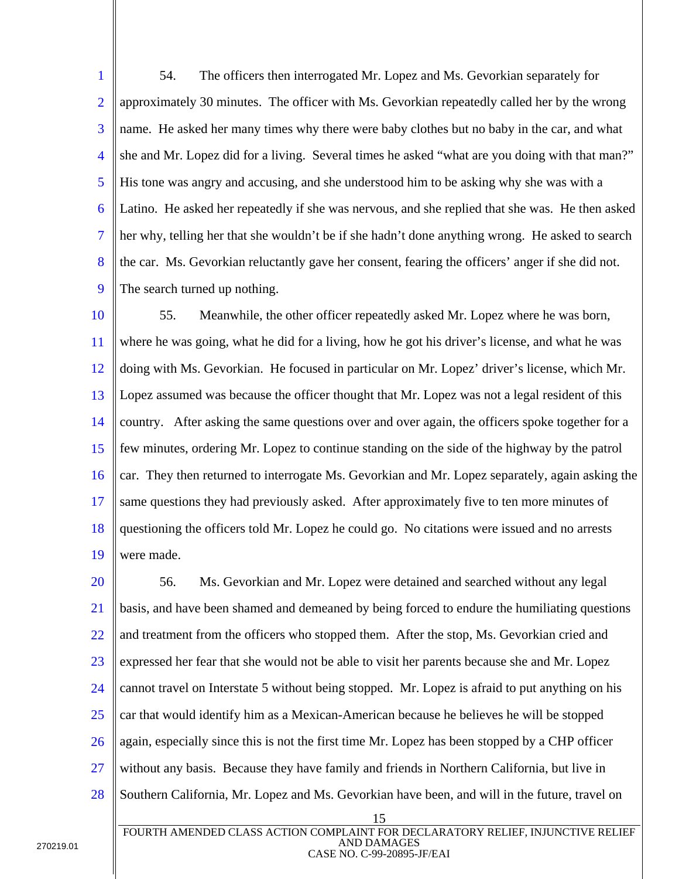54. The officers then interrogated Mr. Lopez and Ms. Gevorkian separately for approximately 30 minutes. The officer with Ms. Gevorkian repeatedly called her by the wrong name. He asked her many times why there were baby clothes but no baby in the car, and what she and Mr. Lopez did for a living. Several times he asked "what are you doing with that man?" His tone was angry and accusing, and she understood him to be asking why she was with a Latino. He asked her repeatedly if she was nervous, and she replied that she was. He then asked her why, telling her that she wouldn't be if she hadn't done anything wrong. He asked to search the car. Ms. Gevorkian reluctantly gave her consent, fearing the officers' anger if she did not. The search turned up nothing.

55. Meanwhile, the other officer repeatedly asked Mr. Lopez where he was born, where he was going, what he did for a living, how he got his driver's license, and what he was doing with Ms. Gevorkian. He focused in particular on Mr. Lopez' driver's license, which Mr. Lopez assumed was because the officer thought that Mr. Lopez was not a legal resident of this country. After asking the same questions over and over again, the officers spoke together for a few minutes, ordering Mr. Lopez to continue standing on the side of the highway by the patrol car. They then returned to interrogate Ms. Gevorkian and Mr. Lopez separately, again asking the same questions they had previously asked. After approximately five to ten more minutes of questioning the officers told Mr. Lopez he could go. No citations were issued and no arrests were made.

56. Ms. Gevorkian and Mr. Lopez were detained and searched without any legal basis, and have been shamed and demeaned by being forced to endure the humiliating questions and treatment from the officers who stopped them. After the stop, Ms. Gevorkian cried and expressed her fear that she would not be able to visit her parents because she and Mr. Lopez cannot travel on Interstate 5 without being stopped. Mr. Lopez is afraid to put anything on his car that would identify him as a Mexican-American because he believes he will be stopped again, especially since this is not the first time Mr. Lopez has been stopped by a CHP officer without any basis. Because they have family and friends in Northern California, but live in Southern California, Mr. Lopez and Ms. Gevorkian have been, and will in the future, travel on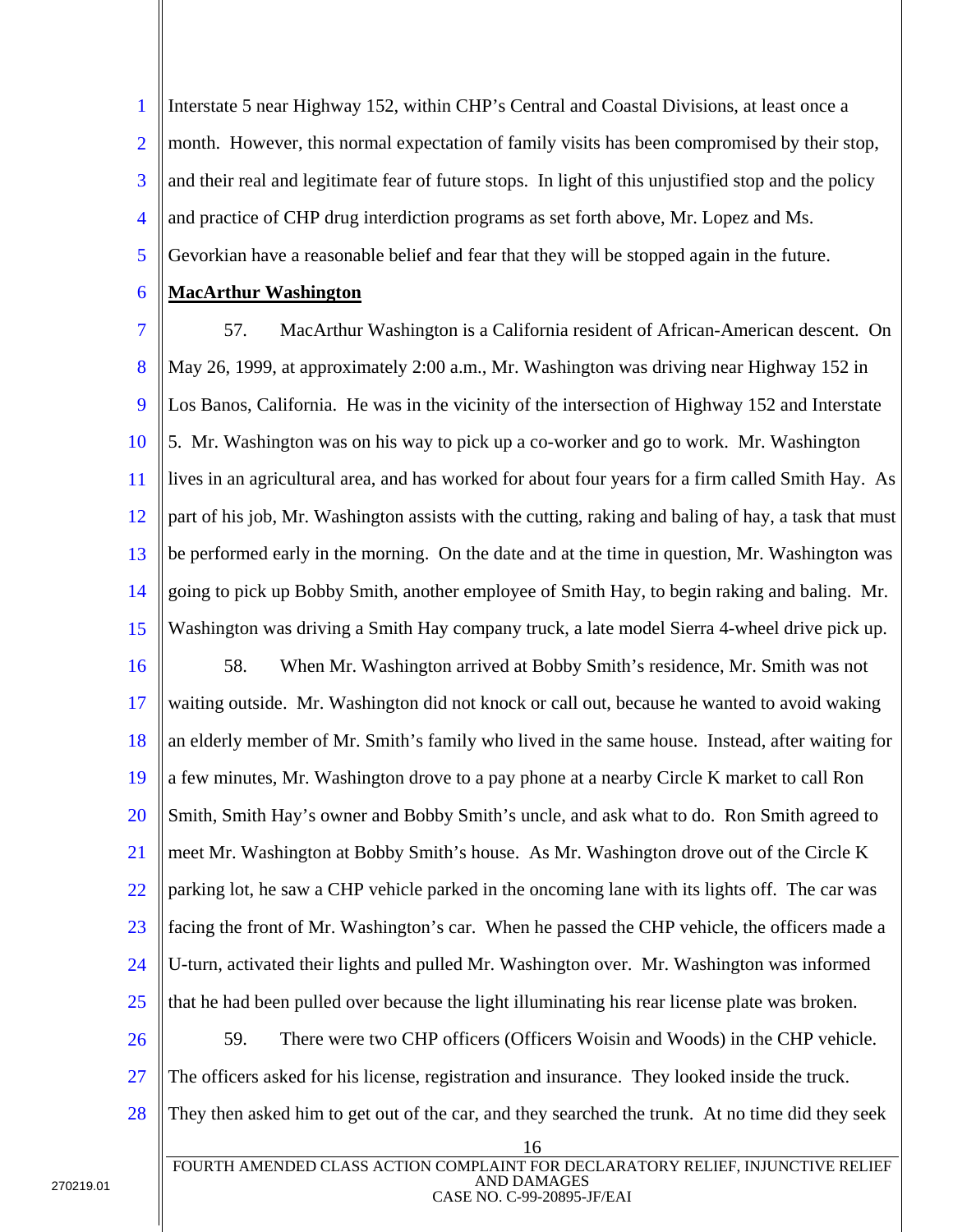Interstate 5 near Highway 152, within CHP's Central and Coastal Divisions, at least once a month. However, this normal expectation of family visits has been compromised by their stop, and their real and legitimate fear of future stops. In light of this unjustified stop and the policy and practice of CHP drug interdiction programs as set forth above, Mr. Lopez and Ms. Gevorkian have a reasonable belief and fear that they will be stopped again in the future.

**MacArthur Washington**

57. MacArthur Washington is a California resident of African-American descent. On May 26, 1999, at approximately 2:00 a.m., Mr. Washington was driving near Highway 152 in Los Banos, California. He was in the vicinity of the intersection of Highway 152 and Interstate 5. Mr. Washington was on his way to pick up a co-worker and go to work. Mr. Washington lives in an agricultural area, and has worked for about four years for a firm called Smith Hay. As part of his job, Mr. Washington assists with the cutting, raking and baling of hay, a task that must be performed early in the morning. On the date and at the time in question, Mr. Washington was going to pick up Bobby Smith, another employee of Smith Hay, to begin raking and baling. Mr. Washington was driving a Smith Hay company truck, a late model Sierra 4-wheel drive pick up.

58. When Mr. Washington arrived at Bobby Smith's residence, Mr. Smith was not waiting outside. Mr. Washington did not knock or call out, because he wanted to avoid waking an elderly member of Mr. Smith's family who lived in the same house. Instead, after waiting for a few minutes, Mr. Washington drove to a pay phone at a nearby Circle K market to call Ron Smith, Smith Hay's owner and Bobby Smith's uncle, and ask what to do. Ron Smith agreed to meet Mr. Washington at Bobby Smith's house. As Mr. Washington drove out of the Circle K parking lot, he saw a CHP vehicle parked in the oncoming lane with its lights off. The car was facing the front of Mr. Washington's car. When he passed the CHP vehicle, the officers made a U-turn, activated their lights and pulled Mr. Washington over. Mr. Washington was informed that he had been pulled over because the light illuminating his rear license plate was broken.

59. There were two CHP officers (Officers Woisin and Woods) in the CHP vehicle. The officers asked for his license, registration and insurance. They looked inside the truck. They then asked him to get out of the car, and they searched the trunk. At no time did they seek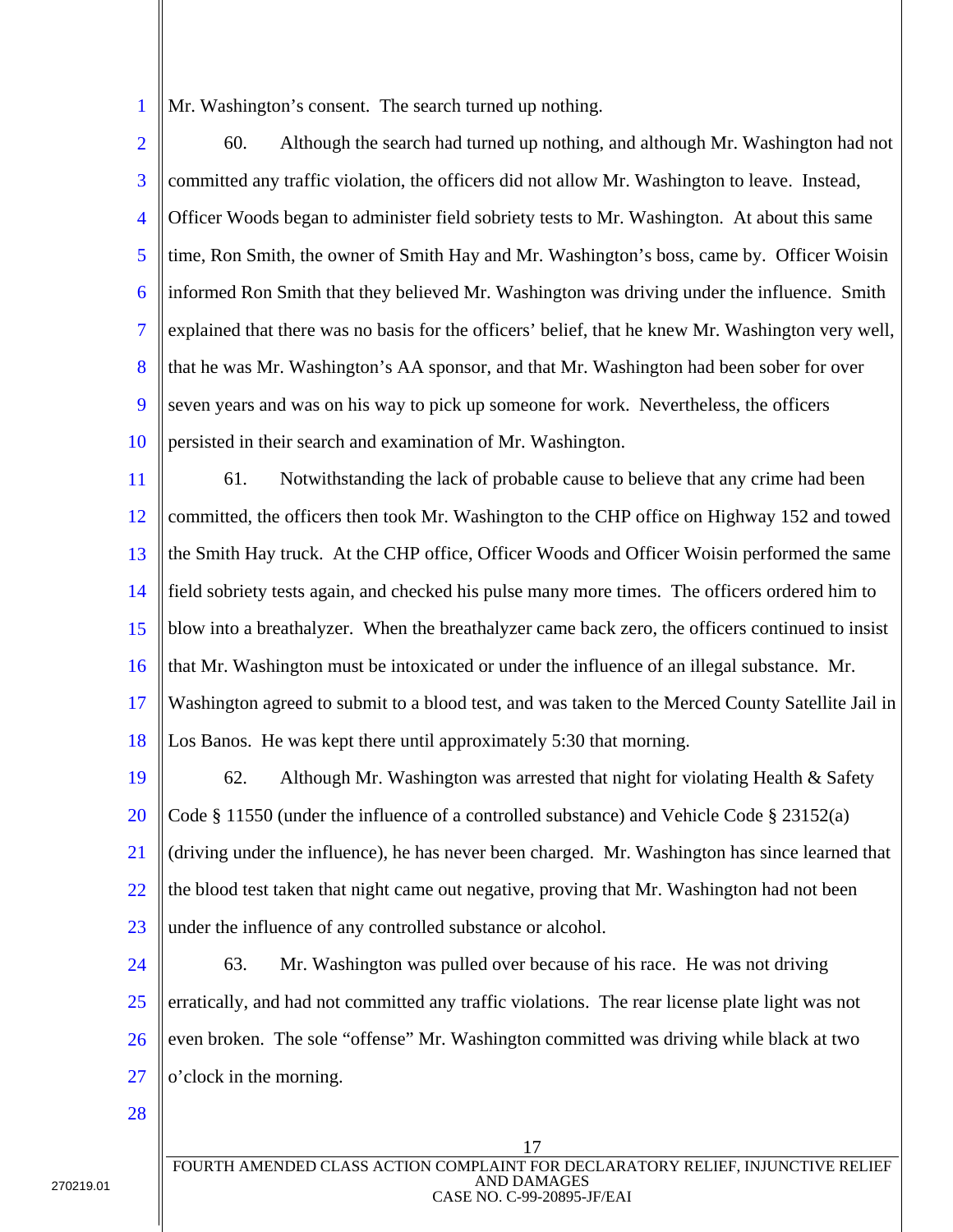Mr. Washington's consent. The search turned up nothing.

60. Although the search had turned up nothing, and although Mr. Washington had not committed any traffic violation, the officers did not allow Mr. Washington to leave. Instead, Officer Woods began to administer field sobriety tests to Mr. Washington. At about this same time, Ron Smith, the owner of Smith Hay and Mr. Washington's boss, came by. Officer Woisin informed Ron Smith that they believed Mr. Washington was driving under the influence. Smith explained that there was no basis for the officers' belief, that he knew Mr. Washington very well, that he was Mr. Washington's AA sponsor, and that Mr. Washington had been sober for over seven years and was on his way to pick up someone for work. Nevertheless, the officers persisted in their search and examination of Mr. Washington.

61. Notwithstanding the lack of probable cause to believe that any crime had been committed, the officers then took Mr. Washington to the CHP office on Highway 152 and towed the Smith Hay truck. At the CHP office, Officer Woods and Officer Woisin performed the same field sobriety tests again, and checked his pulse many more times. The officers ordered him to blow into a breathalyzer. When the breathalyzer came back zero, the officers continued to insist that Mr. Washington must be intoxicated or under the influence of an illegal substance. Mr. Washington agreed to submit to a blood test, and was taken to the Merced County Satellite Jail in Los Banos. He was kept there until approximately 5:30 that morning.

62. Although Mr. Washington was arrested that night for violating Health & Safety Code § 11550 (under the influence of a controlled substance) and Vehicle Code § 23152(a) (driving under the influence), he has never been charged. Mr. Washington has since learned that the blood test taken that night came out negative, proving that Mr. Washington had not been under the influence of any controlled substance or alcohol.

63. Mr. Washington was pulled over because of his race. He was not driving erratically, and had not committed any traffic violations. The rear license plate light was not even broken. The sole "offense" Mr. Washington committed was driving while black at two o'clock in the morning.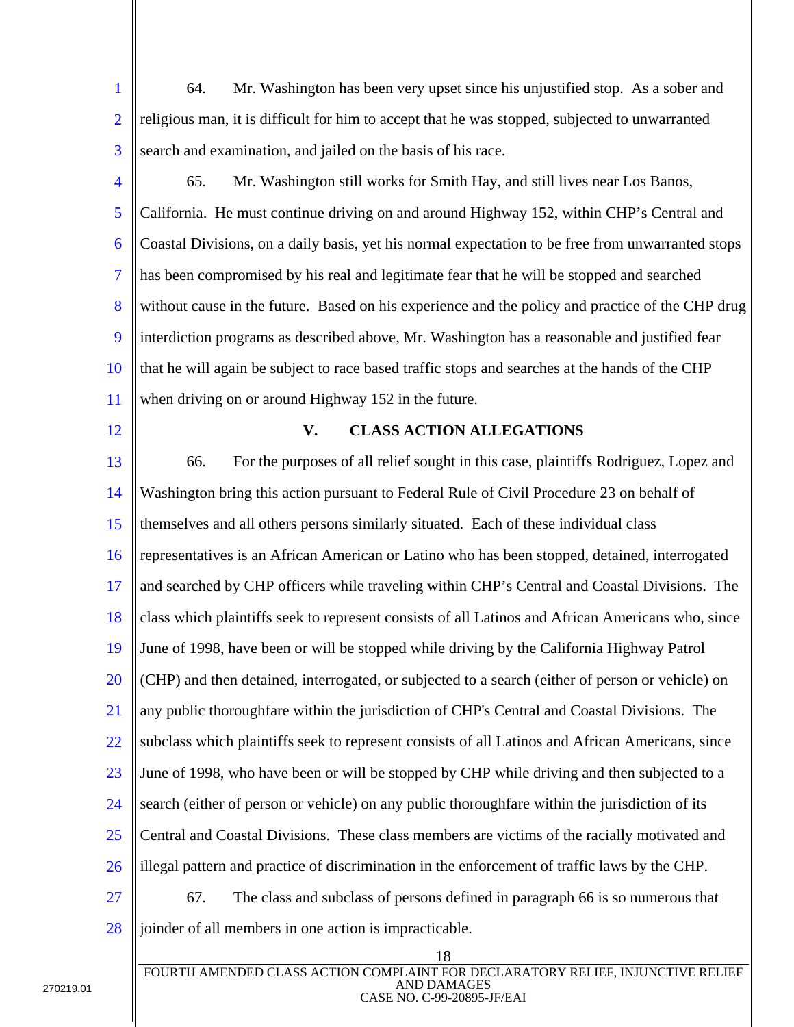64. Mr. Washington has been very upset since his unjustified stop. As a sober and religious man, it is difficult for him to accept that he was stopped, subjected to unwarranted search and examination, and jailed on the basis of his race.

65. Mr. Washington still works for Smith Hay, and still lives near Los Banos, California. He must continue driving on and around Highway 152, within CHP's Central and Coastal Divisions, on a daily basis, yet his normal expectation to be free from unwarranted stops has been compromised by his real and legitimate fear that he will be stopped and searched without cause in the future. Based on his experience and the policy and practice of the CHP drug interdiction programs as described above, Mr. Washington has a reasonable and justified fear that he will again be subject to race based traffic stops and searches at the hands of the CHP when driving on or around Highway 152 in the future.

## V. CLASS ACTION ALLEGATIONS

66. For the purposes of all relief sought in this case, plaintiffs Rodriguez, Lopez and Washington bring this action pursuant to Federal Rule of Civil Procedure 23 on behalf of themselves and all others persons similarly situated. Each of these individual class representatives is an African American or Latino who has been stopped, detained, interrogated and searched by CHP officers while traveling within CHP's Central and Coastal Divisions. The class which plaintiffs seek to represent consists of all Latinos and African Americans who, since June of 1998, have been or will be stopped while driving by the California Highway Patrol (CHP) and then detained, interrogated, or subjected to a search (either of person or vehicle) on any public thoroughfare within the jurisdiction of CHP's Central and Coastal Divisions. The subclass which plaintiffs seek to represent consists of all Latinos and African Americans, since June of 1998, who have been or will be stopped by CHP while driving and then subjected to a search (either of person or vehicle) on any public thoroughfare within the jurisdiction of its Central and Coastal Divisions. These class members are victims of the racially motivated and illegal pattern and practice of discrimination in the enforcement of traffic laws by the CHP.

67. The class and subclass of persons defined in paragraph 66 is so numerous that joinder of all members in one action is impracticable.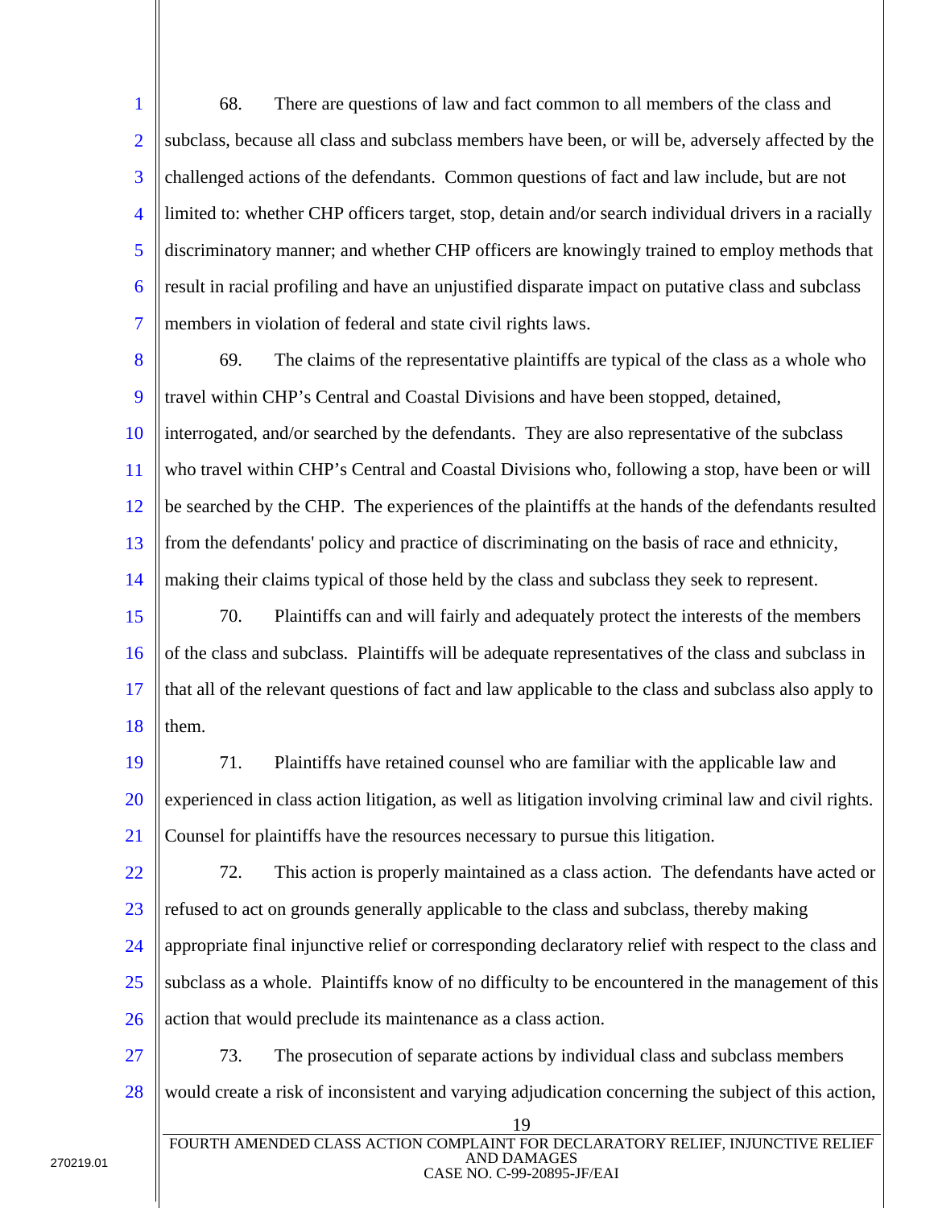68. There are questions of law and fact common to all members of the class and subclass, because all class and subclass members have been, or will be, adversely affected by the challenged actions of the defendants. Common questions of fact and law include, but are not limited to: whether CHP officers target, stop, detain and/or search individual drivers in a racially discriminatory manner; and whether CHP officers are knowingly trained to employ methods that result in racial profiling and have an unjustified disparate impact on putative class and subclass members in violation of federal and state civil rights laws.

69. The claims of the representative plaintiffs are typical of the class as a whole who travel within CHP's Central and Coastal Divisions and have been stopped, detained, interrogated, and/or searched by the defendants. They are also representative of the subclass who travel within CHP's Central and Coastal Divisions who, following a stop, have been or will be searched by the CHP. The experiences of the plaintiffs at the hands of the defendants resulted from the defendants' policy and practice of discriminating on the basis of race and ethnicity, making their claims typical of those held by the class and subclass they seek to represent.

70. Plaintiffs can and will fairly and adequately protect the interests of the members of the class and subclass. Plaintiffs will be adequate representatives of the class and subclass in that all of the relevant questions of fact and law applicable to the class and subclass also apply to them.

71. Plaintiffs have retained counsel who are familiar with the applicable law and experienced in class action litigation, as well as litigation involving criminal law and civil rights. Counsel for plaintiffs have the resources necessary to pursue this litigation.

72. This action is properly maintained as a class action. The defendants have acted or refused to act on grounds generally applicable to the class and subclass, thereby making appropriate final injunctive relief or corresponding declaratory relief with respect to the class and subclass as a whole. Plaintiffs know of no difficulty to be encountered in the management of this action that would preclude its maintenance as a class action.

73. The prosecution of separate actions by individual class and subclass members would create a risk of inconsistent and varying adjudication concerning the subject of this action,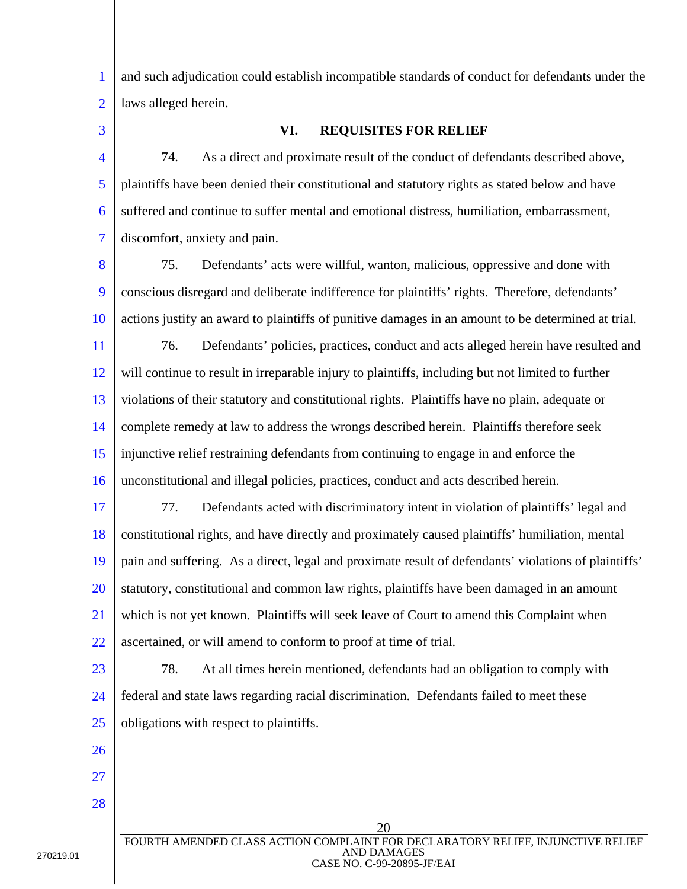and such adjudication could establish incompatible standards of conduct for defendants under the laws alleged herein.

## VI. REQUISITES FOR RELIEF

74. As a direct and proximate result of the conduct of defendants described above, plaintiffs have been denied their constitutional and statutory rights as stated below and have suffered and continue to suffer mental and emotional distress, humiliation, embarrassment, discomfort, anxiety and pain.

75. Defendants' acts were willful, wanton, malicious, oppressive and done with conscious disregard and deliberate indifference for plaintiffs' rights. Therefore, defendants' actions justify an award to plaintiffs of punitive damages in an amount to be determined at trial.

76. Defendants' policies, practices, conduct and acts alleged herein have resulted and will continue to result in irreparable injury to plaintiffs, including but not limited to further violations of their statutory and constitutional rights. Plaintiffs have no plain, adequate or complete remedy at law to address the wrongs described herein. Plaintiffs therefore seek injunctive relief restraining defendants from continuing to engage in and enforce the unconstitutional and illegal policies, practices, conduct and acts described herein.

77. Defendants acted with discriminatory intent in violation of plaintiffs' legal and constitutional rights, and have directly and proximately caused plaintiffs' humiliation, mental pain and suffering. As a direct, legal and proximate result of defendants' violations of plaintiffs' statutory, constitutional and common law rights, plaintiffs have been damaged in an amount which is not yet known. Plaintiffs will seek leave of Court to amend this Complaint when ascertained, or will amend to conform to proof at time of trial.

78. At all times herein mentioned, defendants had an obligation to comply with federal and state laws regarding racial discrimination. Defendants failed to meet these obligations with respect to plaintiffs.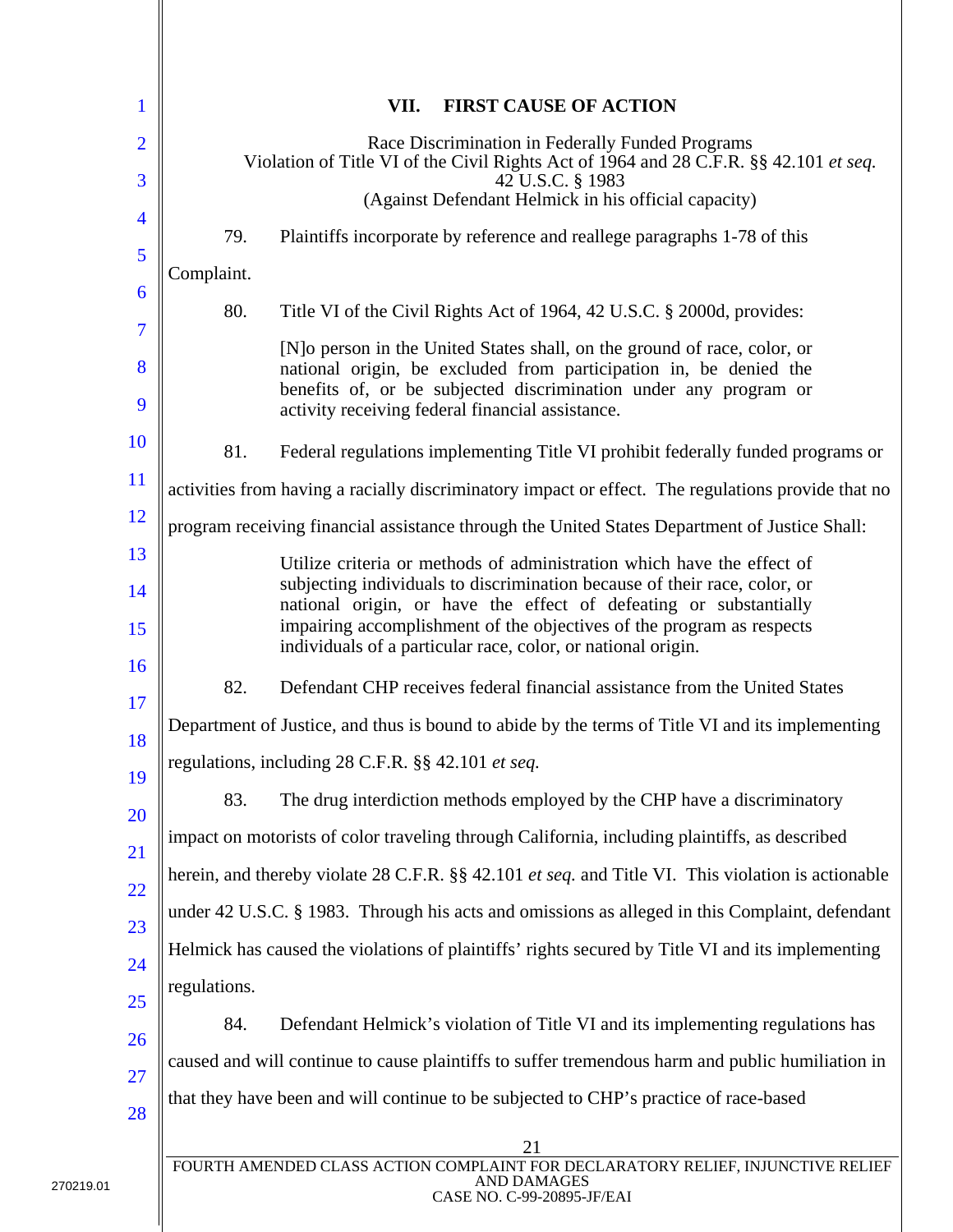## VII. FIRST CAUSE OF ACTION

Race Discrimination in Federally Funded Programs
Violation of Title VI of the Civil Rights Act of 1964 and 28 C.F.R. §§ 42.101 *et seq.*
42 U.S.C. § 1983
(Against Defendant Helmick in his official capacity)

79. Plaintiffs incorporate by reference and reallege paragraphs 1-78 of this Complaint.

80. Title VI of the Civil Rights Act of 1964, 42 U.S.C. § 2000d, provides:

> [N]o person in the United States shall, on the ground of race, color, or national origin, be excluded from participation in, be denied the benefits of, or be subjected discrimination under any program or activity receiving federal financial assistance.

81. Federal regulations implementing Title VI prohibit federally funded programs or activities from having a racially discriminatory impact or effect. The regulations provide that no program receiving financial assistance through the United States Department of Justice Shall:

> Utilize criteria or methods of administration which have the effect of subjecting individuals to discrimination because of their race, color, or national origin, or have the effect of defeating or substantially impairing accomplishment of the objectives of the program as respects individuals of a particular race, color, or national origin.

82. Defendant CHP receives federal financial assistance from the United States Department of Justice, and thus is bound to abide by the terms of Title VI and its implementing regulations, including 28 C.F.R. §§ 42.101 *et seq.*

83. The drug interdiction methods employed by the CHP have a discriminatory impact on motorists of color traveling through California, including plaintiffs, as described herein, and thereby violate 28 C.F.R. §§ 42.101 *et seq.* and Title VI. This violation is actionable under 42 U.S.C. § 1983. Through his acts and omissions as alleged in this Complaint, defendant Helmick has caused the violations of plaintiffs' rights secured by Title VI and its implementing regulations.

84. Defendant Helmick's violation of Title VI and its implementing regulations has caused and will continue to cause plaintiffs to suffer tremendous harm and public humiliation in that they have been and will continue to be subjected to CHP's practice of race-based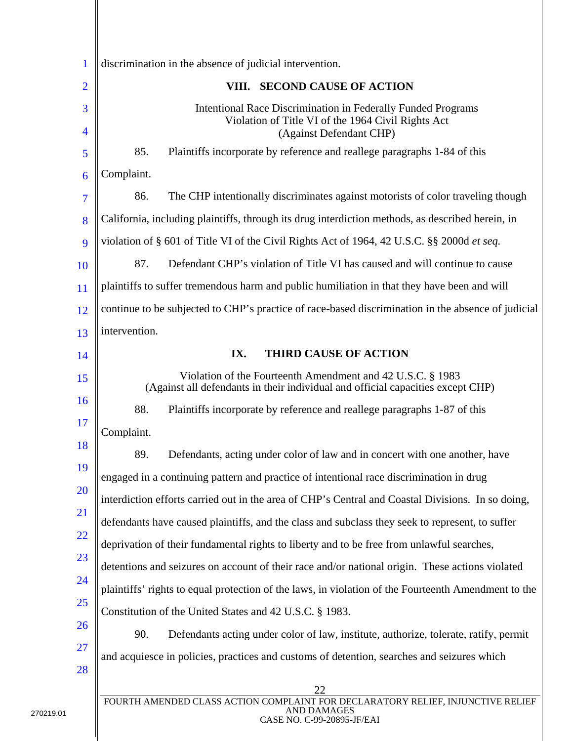discrimination in the absence of judicial intervention.

## VIII. SECOND CAUSE OF ACTION

Intentional Race Discrimination in Federally Funded Programs
Violation of Title VI of the 1964 Civil Rights Act
(Against Defendant CHP)

85. Plaintiffs incorporate by reference and reallege paragraphs 1-84 of this Complaint.

86. The CHP intentionally discriminates against motorists of color traveling though California, including plaintiffs, through its drug interdiction methods, as described herein, in violation of § 601 of Title VI of the Civil Rights Act of 1964, 42 U.S.C. §§ 2000d *et seq.*

87. Defendant CHP's violation of Title VI has caused and will continue to cause plaintiffs to suffer tremendous harm and public humiliation in that they have been and will continue to be subjected to CHP's practice of race-based discrimination in the absence of judicial intervention.

## IX. THIRD CAUSE OF ACTION

Violation of the Fourteenth Amendment and 42 U.S.C. § 1983
(Against all defendants in their individual and official capacities except CHP)

88. Plaintiffs incorporate by reference and reallege paragraphs 1-87 of this Complaint.

89. Defendants, acting under color of law and in concert with one another, have engaged in a continuing pattern and practice of intentional race discrimination in drug interdiction efforts carried out in the area of CHP's Central and Coastal Divisions. In so doing, defendants have caused plaintiffs, and the class and subclass they seek to represent, to suffer deprivation of their fundamental rights to liberty and to be free from unlawful searches, detentions and seizures on account of their race and/or national origin. These actions violated plaintiffs' rights to equal protection of the laws, in violation of the Fourteenth Amendment to the Constitution of the United States and 42 U.S.C. § 1983.

90. Defendants acting under color of law, institute, authorize, tolerate, ratify, permit and acquiesce in policies, practices and customs of detention, searches and seizures which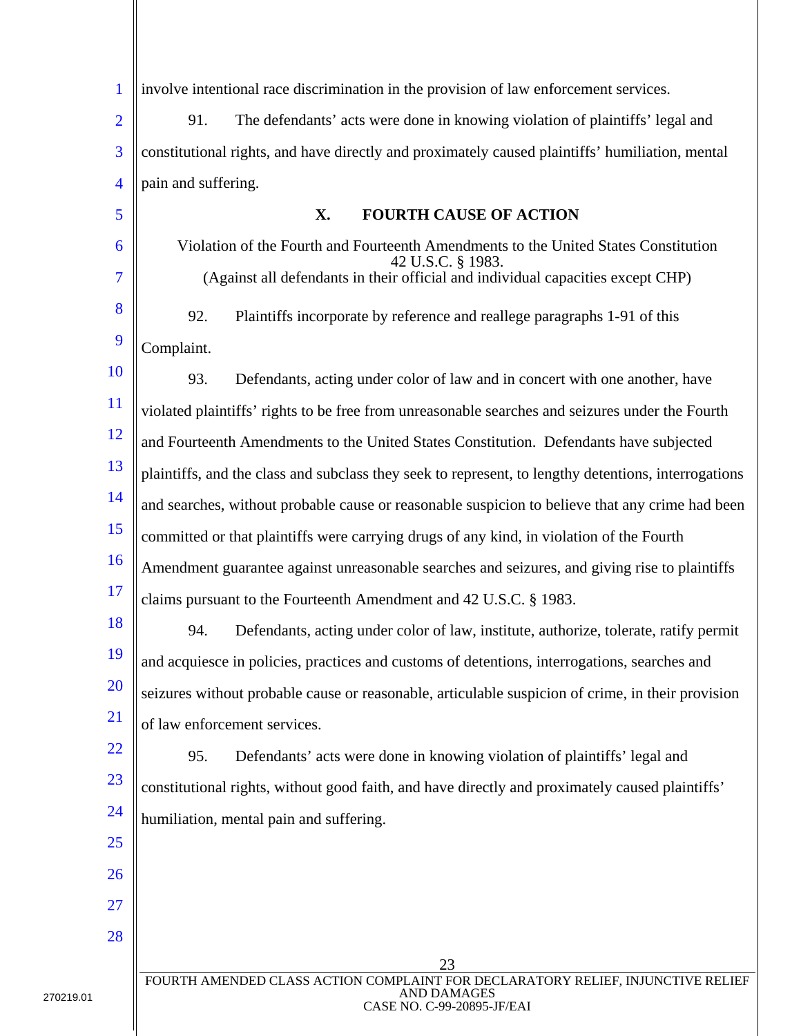involve intentional race discrimination in the provision of law enforcement services.

91. The defendants' acts were done in knowing violation of plaintiffs' legal and constitutional rights, and have directly and proximately caused plaintiffs' humiliation, mental pain and suffering.

## X. FOURTH CAUSE OF ACTION

Violation of the Fourth and Fourteenth Amendments to the United States Constitution
42 U.S.C. § 1983.
(Against all defendants in their official and individual capacities except CHP)

92. Plaintiffs incorporate by reference and reallege paragraphs 1-91 of this Complaint.

93. Defendants, acting under color of law and in concert with one another, have violated plaintiffs' rights to be free from unreasonable searches and seizures under the Fourth and Fourteenth Amendments to the United States Constitution. Defendants have subjected plaintiffs, and the class and subclass they seek to represent, to lengthy detentions, interrogations and searches, without probable cause or reasonable suspicion to believe that any crime had been committed or that plaintiffs were carrying drugs of any kind, in violation of the Fourth Amendment guarantee against unreasonable searches and seizures, and giving rise to plaintiffs claims pursuant to the Fourteenth Amendment and 42 U.S.C. § 1983.

94. Defendants, acting under color of law, institute, authorize, tolerate, ratify permit and acquiesce in policies, practices and customs of detentions, interrogations, searches and seizures without probable cause or reasonable, articulable suspicion of crime, in their provision of law enforcement services.

95. Defendants' acts were done in knowing violation of plaintiffs' legal and constitutional rights, without good faith, and have directly and proximately caused plaintiffs' humiliation, mental pain and suffering.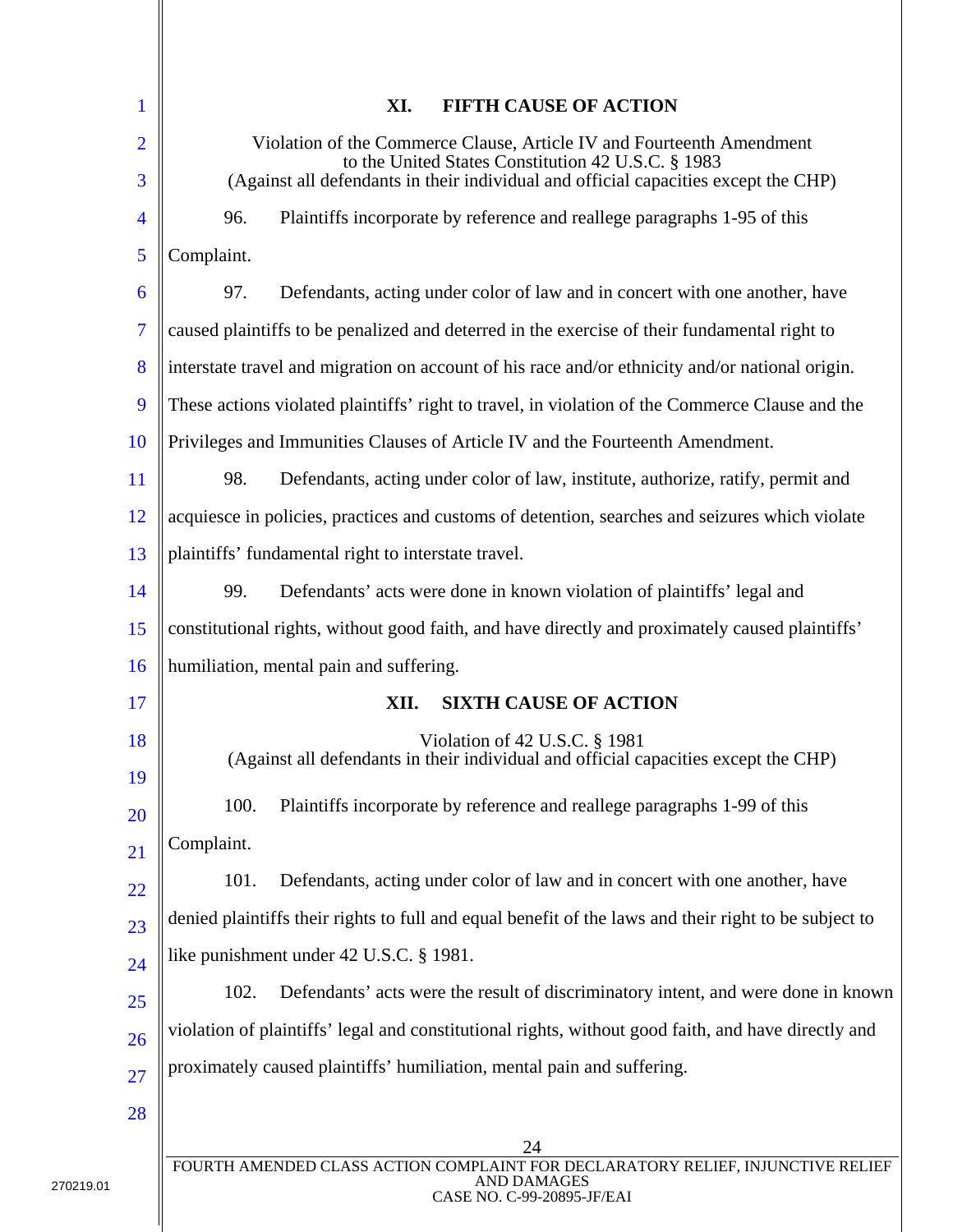## XI. FIFTH CAUSE OF ACTION

Violation of the Commerce Clause, Article IV and Fourteenth Amendment to the United States Constitution 42 U.S.C. § 1983
(Against all defendants in their individual and official capacities except the CHP)

96. Plaintiffs incorporate by reference and reallege paragraphs 1-95 of this Complaint.

97. Defendants, acting under color of law and in concert with one another, have caused plaintiffs to be penalized and deterred in the exercise of their fundamental right to interstate travel and migration on account of his race and/or ethnicity and/or national origin. These actions violated plaintiffs' right to travel, in violation of the Commerce Clause and the Privileges and Immunities Clauses of Article IV and the Fourteenth Amendment.

98. Defendants, acting under color of law, institute, authorize, ratify, permit and acquiesce in policies, practices and customs of detention, searches and seizures which violate plaintiffs' fundamental right to interstate travel.

99. Defendants' acts were done in known violation of plaintiffs' legal and constitutional rights, without good faith, and have directly and proximately caused plaintiffs' humiliation, mental pain and suffering.

## XII. SIXTH CAUSE OF ACTION

Violation of 42 U.S.C. § 1981
(Against all defendants in their individual and official capacities except the CHP)

100. Plaintiffs incorporate by reference and reallege paragraphs 1-99 of this Complaint.

101. Defendants, acting under color of law and in concert with one another, have denied plaintiffs their rights to full and equal benefit of the laws and their right to be subject to like punishment under 42 U.S.C. § 1981.

102. Defendants' acts were the result of discriminatory intent, and were done in known violation of plaintiffs' legal and constitutional rights, without good faith, and have directly and proximately caused plaintiffs' humiliation, mental pain and suffering.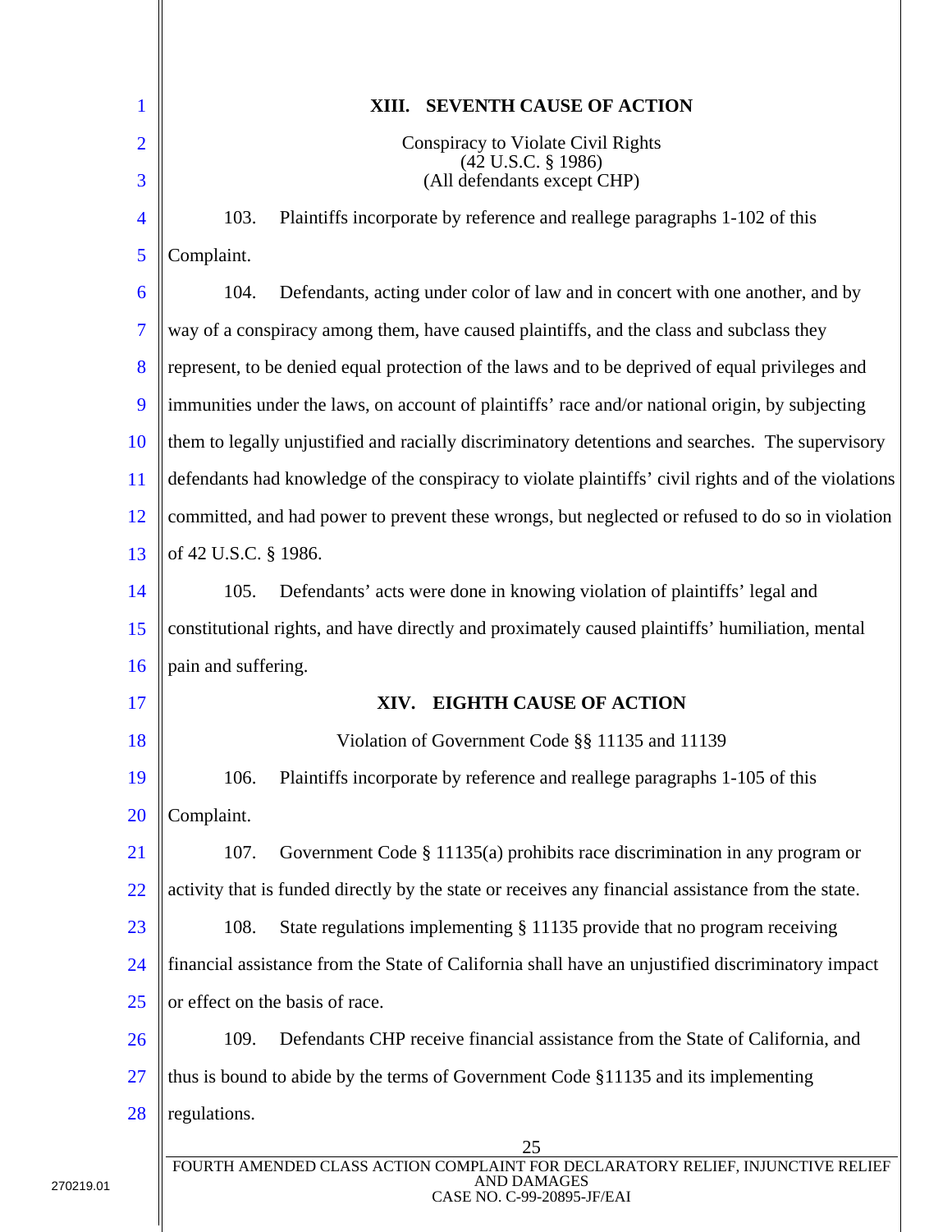## XIII. SEVENTH CAUSE OF ACTION

Conspiracy to Violate Civil Rights
(42 U.S.C. § 1986)
(All defendants except CHP)

103. Plaintiffs incorporate by reference and reallege paragraphs 1-102 of this Complaint.

104. Defendants, acting under color of law and in concert with one another, and by way of a conspiracy among them, have caused plaintiffs, and the class and subclass they represent, to be denied equal protection of the laws and to be deprived of equal privileges and immunities under the laws, on account of plaintiffs' race and/or national origin, by subjecting them to legally unjustified and racially discriminatory detentions and searches. The supervisory defendants had knowledge of the conspiracy to violate plaintiffs' civil rights and of the violations committed, and had power to prevent these wrongs, but neglected or refused to do so in violation of 42 U.S.C. § 1986.

105. Defendants' acts were done in knowing violation of plaintiffs' legal and constitutional rights, and have directly and proximately caused plaintiffs' humiliation, mental pain and suffering.

## XIV. EIGHTH CAUSE OF ACTION

Violation of Government Code §§ 11135 and 11139

106. Plaintiffs incorporate by reference and reallege paragraphs 1-105 of this Complaint.

107. Government Code § 11135(a) prohibits race discrimination in any program or activity that is funded directly by the state or receives any financial assistance from the state.

108. State regulations implementing § 11135 provide that no program receiving financial assistance from the State of California shall have an unjustified discriminatory impact or effect on the basis of race.

109. Defendants CHP receive financial assistance from the State of California, and thus is bound to abide by the terms of Government Code §11135 and its implementing regulations.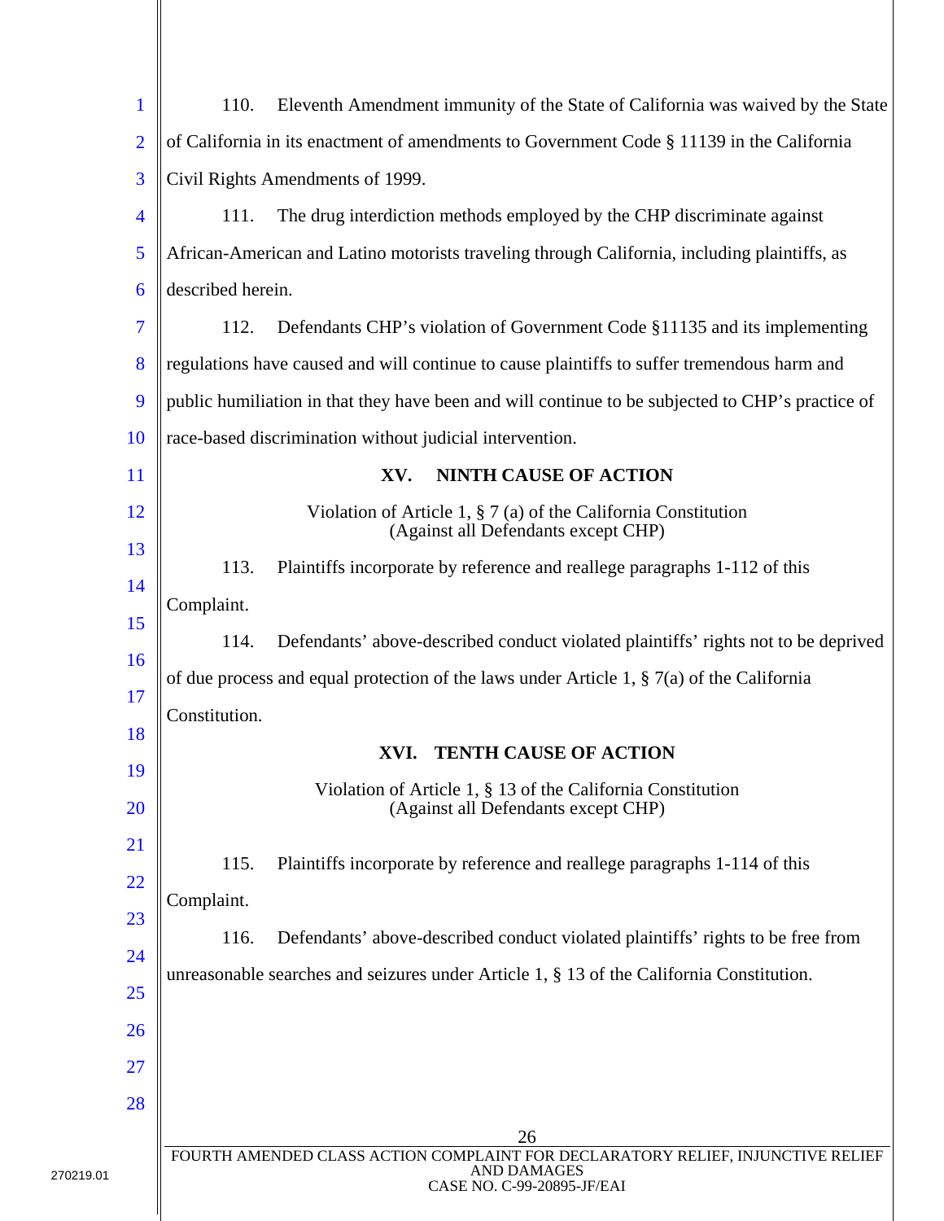110. Eleventh Amendment immunity of the State of California was waived by the State of California in its enactment of amendments to Government Code § 11139 in the California Civil Rights Amendments of 1999.

111. The drug interdiction methods employed by the CHP discriminate against African-American and Latino motorists traveling through California, including plaintiffs, as described herein.

112. Defendants CHP's violation of Government Code §11135 and its implementing regulations have caused and will continue to cause plaintiffs to suffer tremendous harm and public humiliation in that they have been and will continue to be subjected to CHP's practice of race-based discrimination without judicial intervention.

## XV. NINTH CAUSE OF ACTION

Violation of Article 1, § 7 (a) of the California Constitution
(Against all Defendants except CHP)

113. Plaintiffs incorporate by reference and reallege paragraphs 1-112 of this Complaint.

114. Defendants' above-described conduct violated plaintiffs' rights not to be deprived of due process and equal protection of the laws under Article 1, § 7(a) of the California Constitution.

## XVI. TENTH CAUSE OF ACTION

Violation of Article 1, § 13 of the California Constitution
(Against all Defendants except CHP)

115. Plaintiffs incorporate by reference and reallege paragraphs 1-114 of this Complaint.

116. Defendants' above-described conduct violated plaintiffs' rights to be free from unreasonable searches and seizures under Article 1, § 13 of the California Constitution.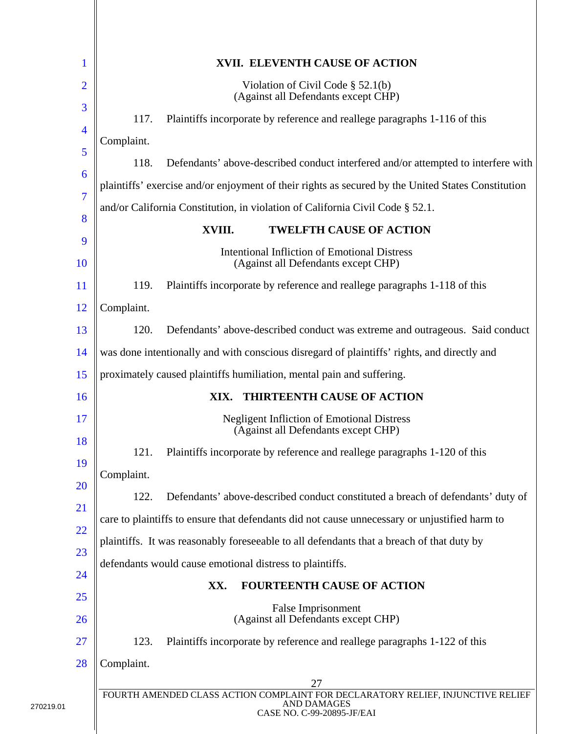## XVII. ELEVENTH CAUSE OF ACTION

Violation of Civil Code § 52.1(b)
(Against all Defendants except CHP)

117. Plaintiffs incorporate by reference and reallege paragraphs 1-116 of this Complaint.

118. Defendants' above-described conduct interfered and/or attempted to interfere with plaintiffs' exercise and/or enjoyment of their rights as secured by the United States Constitution and/or California Constitution, in violation of California Civil Code § 52.1.

## XVIII. TWELFTH CAUSE OF ACTION

Intentional Infliction of Emotional Distress
(Against all Defendants except CHP)

119. Plaintiffs incorporate by reference and reallege paragraphs 1-118 of this Complaint.

120. Defendants' above-described conduct was extreme and outrageous. Said conduct was done intentionally and with conscious disregard of plaintiffs' rights, and directly and proximately caused plaintiffs humiliation, mental pain and suffering.

## XIX. THIRTEENTH CAUSE OF ACTION

Negligent Infliction of Emotional Distress
(Against all Defendants except CHP)

121. Plaintiffs incorporate by reference and reallege paragraphs 1-120 of this Complaint.

122. Defendants' above-described conduct constituted a breach of defendants' duty of care to plaintiffs to ensure that defendants did not cause unnecessary or unjustified harm to plaintiffs. It was reasonably foreseeable to all defendants that a breach of that duty by defendants would cause emotional distress to plaintiffs.

## XX. FOURTEENTH CAUSE OF ACTION

False Imprisonment
(Against all Defendants except CHP)

123. Plaintiffs incorporate by reference and reallege paragraphs 1-122 of this Complaint.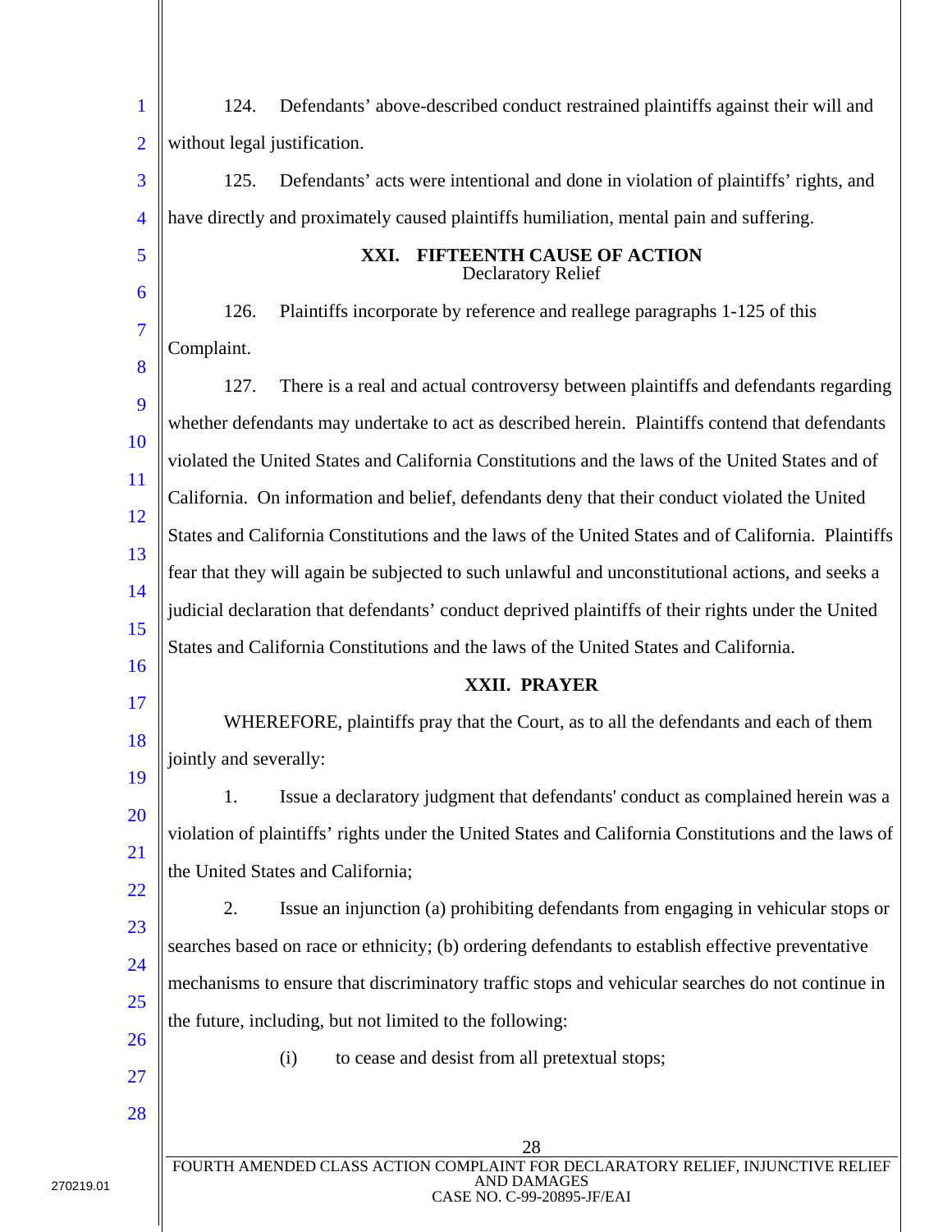124. Defendants' above-described conduct restrained plaintiffs against their will and without legal justification.

125. Defendants' acts were intentional and done in violation of plaintiffs' rights, and have directly and proximately caused plaintiffs humiliation, mental pain and suffering.

## XXI. FIFTEENTH CAUSE OF ACTION
Declaratory Relief

126. Plaintiffs incorporate by reference and reallege paragraphs 1-125 of this Complaint.

127. There is a real and actual controversy between plaintiffs and defendants regarding whether defendants may undertake to act as described herein. Plaintiffs contend that defendants violated the United States and California Constitutions and the laws of the United States and of California. On information and belief, defendants deny that their conduct violated the United States and California Constitutions and the laws of the United States and of California. Plaintiffs fear that they will again be subjected to such unlawful and unconstitutional actions, and seeks a judicial declaration that defendants' conduct deprived plaintiffs of their rights under the United States and California Constitutions and the laws of the United States and California.

## XXII. PRAYER

WHEREFORE, plaintiffs pray that the Court, as to all the defendants and each of them jointly and severally:

1. Issue a declaratory judgment that defendants' conduct as complained herein was a violation of plaintiffs' rights under the United States and California Constitutions and the laws of the United States and California;

2. Issue an injunction (a) prohibiting defendants from engaging in vehicular stops or searches based on race or ethnicity; (b) ordering defendants to establish effective preventative mechanisms to ensure that discriminatory traffic stops and vehicular searches do not continue in the future, including, but not limited to the following:

   (i) to cease and desist from all pretextual stops;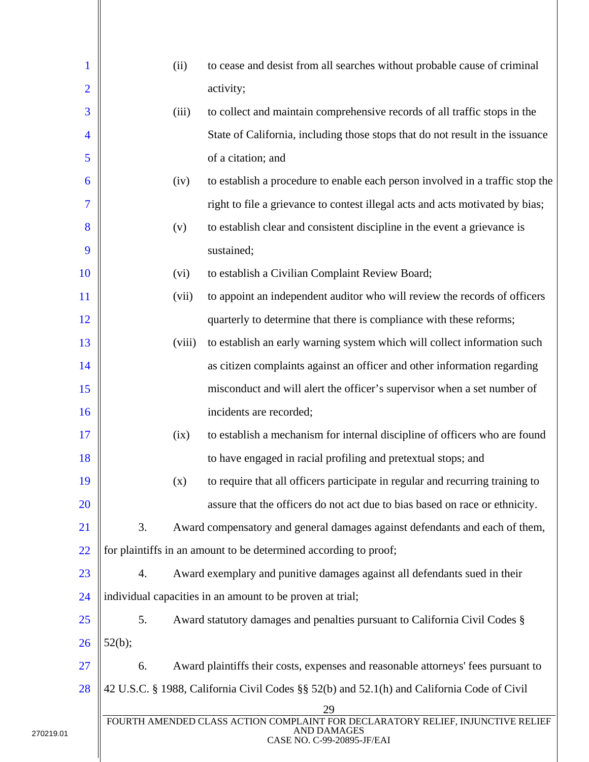(ii) to cease and desist from all searches without probable cause of criminal activity;

(iii) to collect and maintain comprehensive records of all traffic stops in the State of California, including those stops that do not result in the issuance of a citation; and

(iv) to establish a procedure to enable each person involved in a traffic stop the right to file a grievance to contest illegal acts and acts motivated by bias;

(v) to establish clear and consistent discipline in the event a grievance is sustained;

(vi) to establish a Civilian Complaint Review Board;

(vii) to appoint an independent auditor who will review the records of officers quarterly to determine that there is compliance with these reforms;

(viii) to establish an early warning system which will collect information such as citizen complaints against an officer and other information regarding misconduct and will alert the officer's supervisor when a set number of incidents are recorded;

(ix) to establish a mechanism for internal discipline of officers who are found to have engaged in racial profiling and pretextual stops; and

(x) to require that all officers participate in regular and recurring training to assure that the officers do not act due to bias based on race or ethnicity.

3. Award compensatory and general damages against defendants and each of them, for plaintiffs in an amount to be determined according to proof;

4. Award exemplary and punitive damages against all defendants sued in their individual capacities in an amount to be proven at trial;

5. Award statutory damages and penalties pursuant to California Civil Codes § 52(b);

6. Award plaintiffs their costs, expenses and reasonable attorneys' fees pursuant to 42 U.S.C. § 1988, California Civil Codes §§ 52(b) and 52.1(h) and California Code of Civil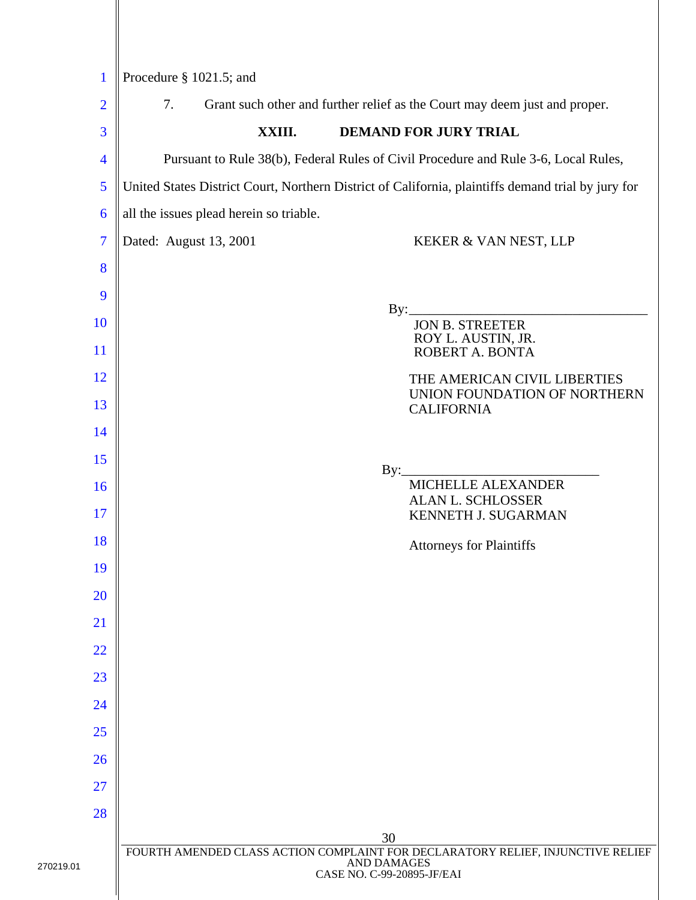Procedure § 1021.5; and

7. Grant such other and further relief as the Court may deem just and proper.

## XXIII. DEMAND FOR JURY TRIAL

Pursuant to Rule 38(b), Federal Rules of Civil Procedure and Rule 3-6, Local Rules, United States District Court, Northern District of California, plaintiffs demand trial by jury for all the issues plead herein so triable.

Dated: August 13, 2001

KEKER & VAN NEST, LLP

By:\_\_\_\_\_\_\_\_\_\_\_\_\_\_\_\_\_\_\_\_\_\_\_\_\_\_\_\_\_\_\_\_\_\_\_
JON B. STREETER
ROY L. AUSTIN, JR.
ROBERT A. BONTA

THE AMERICAN CIVIL LIBERTIES UNION FOUNDATION OF NORTHERN CALIFORNIA

By:\_\_\_\_\_\_\_\_\_\_\_\_\_\_\_\_\_\_\_\_\_\_\_\_\_\_\_\_\_
MICHELLE ALEXANDER
ALAN L. SCHLOSSER
KENNETH J. SUGARMAN

Attorneys for Plaintiffs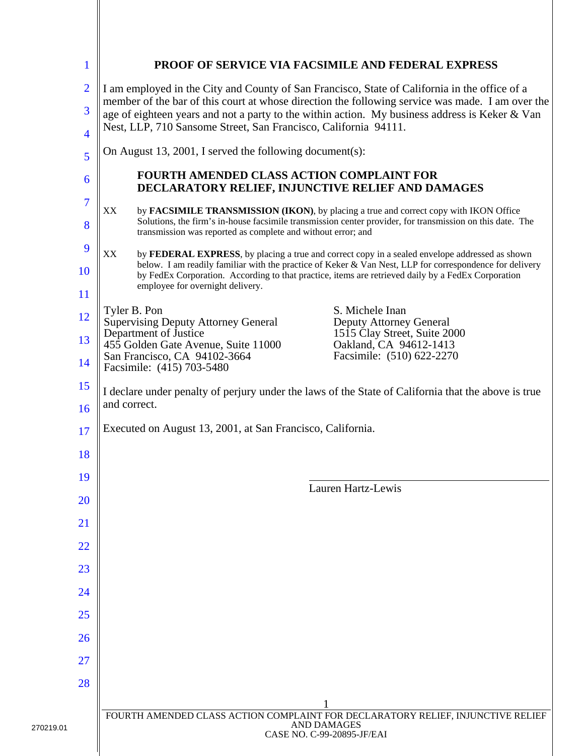# PROOF OF SERVICE VIA FACSIMILE AND FEDERAL EXPRESS

I am employed in the City and County of San Francisco, State of California in the office of a member of the bar of this court at whose direction the following service was made. I am over the age of eighteen years and not a party to the within action. My business address is Keker & Van Nest, LLP, 710 Sansome Street, San Francisco, California 94111.

On August 13, 2001, I served the following document(s):

**FOURTH AMENDED CLASS ACTION COMPLAINT FOR DECLARATORY RELIEF, INJUNCTIVE RELIEF AND DAMAGES**

XX by **FACSIMILE TRANSMISSION (IKON)**, by placing a true and correct copy with IKON Office Solutions, the firm's in-house facsimile transmission center provider, for transmission on this date. The transmission was reported as complete and without error; and

XX by **FEDERAL EXPRESS**, by placing a true and correct copy in a sealed envelope addressed as shown below. I am readily familiar with the practice of Keker & Van Nest, LLP for correspondence for delivery by FedEx Corporation. According to that practice, items are retrieved daily by a FedEx Corporation employee for overnight delivery.

Tyler B. Pon
Supervising Deputy Attorney General
Department of Justice
455 Golden Gate Avenue, Suite 11000
San Francisco, CA 94102-3664
Facsimile: (415) 703-5480

S. Michele Inan
Deputy Attorney General
1515 Clay Street, Suite 2000
Oakland, CA 94612-1413
Facsimile: (510) 622-2270

I declare under penalty of perjury under the laws of the State of California that the above is true and correct.

Executed on August 13, 2001, at San Francisco, California.

\_\_\_\_\_\_\_\_\_\_\_\_\_\_\_\_\_\_\_\_\_\_\_\_\_\_\_\_\_\_
Lauren Hartz-Lewis